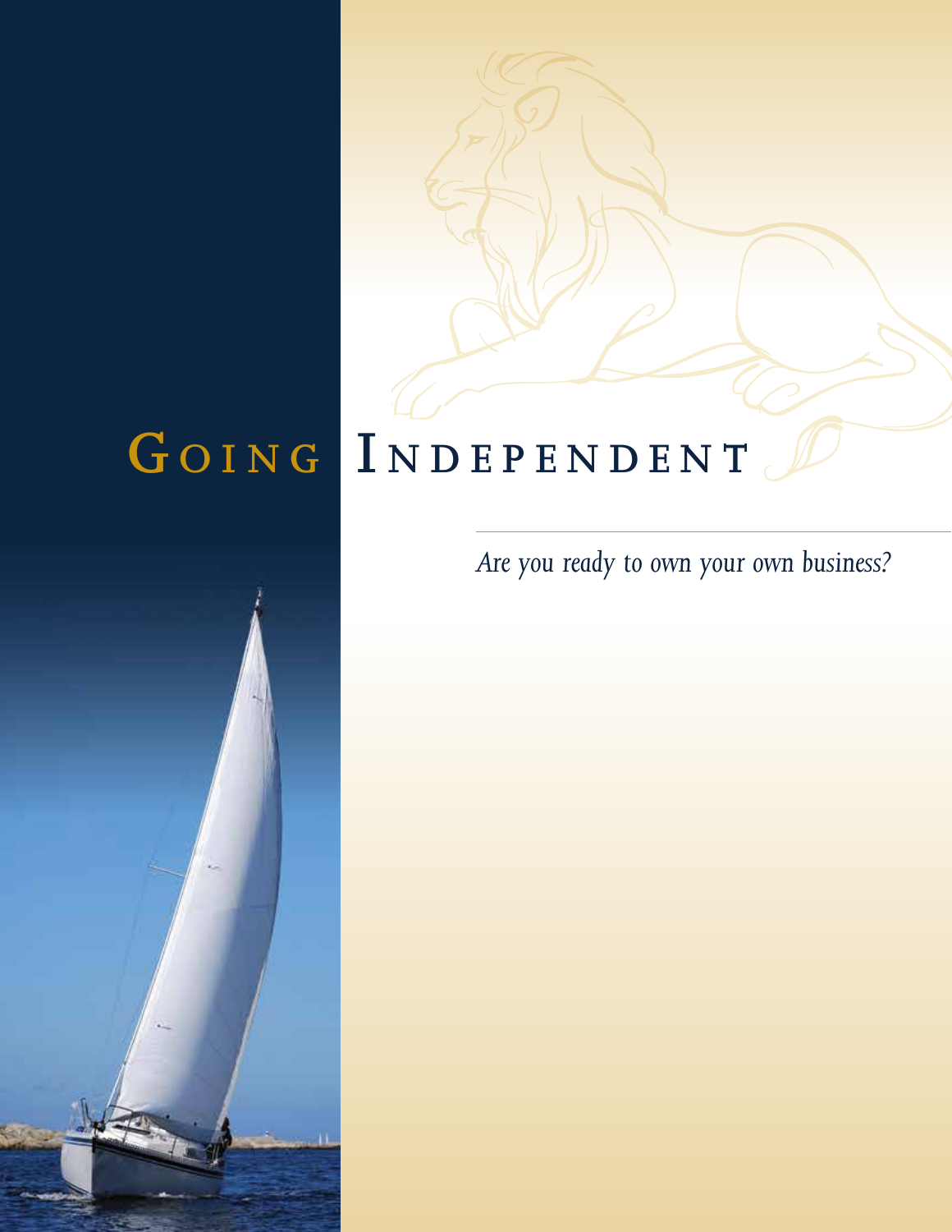# Going Independent

*Are you ready to own your own business?*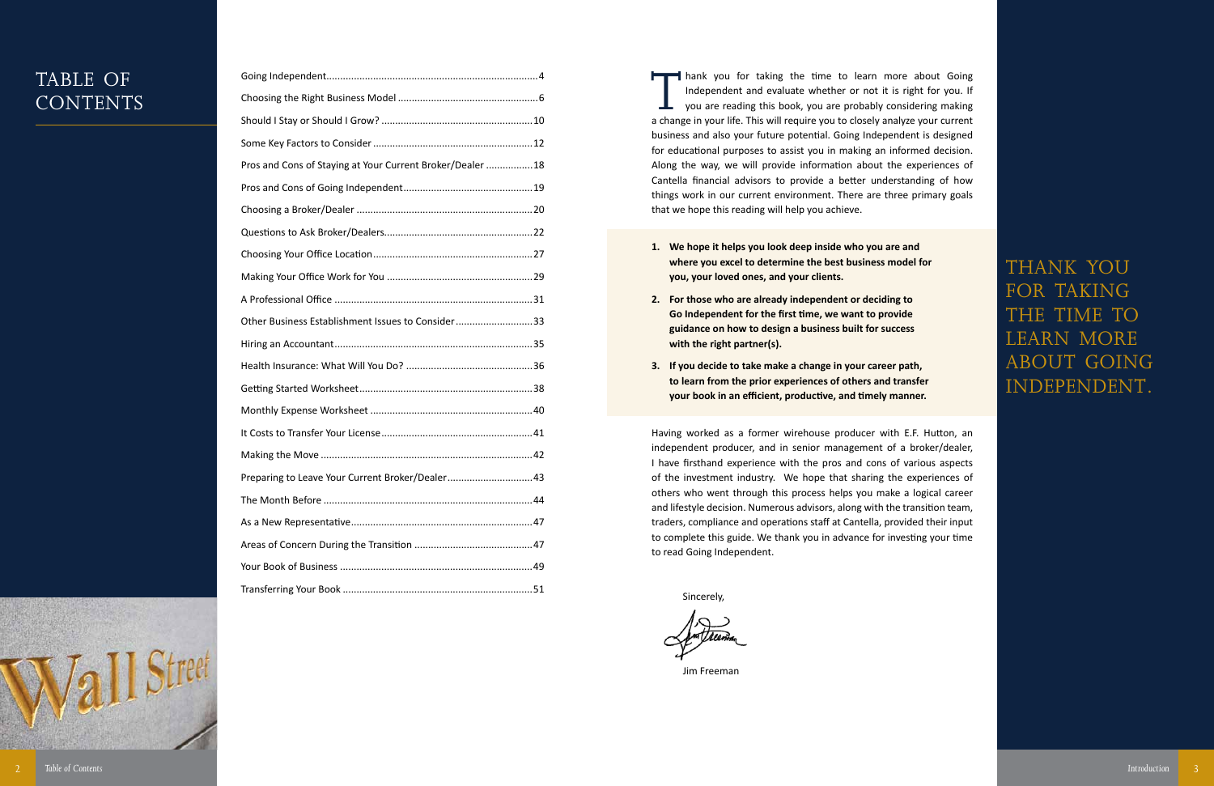# TABLE OF CONTENTS

| | |
|---|---|
| Going Independent | 4 |
| Choosing the Right Business Model | 6 |
| Should I Stay or Should I Grow? | 10 |
| Some Key Factors to Consider | 12 |
| Pros and Cons of Staying at Your Current Broker/Dealer | 18 |
| Pros and Cons of Going Independent | 19 |
| Choosing a Broker/Dealer | 20 |
| Questions to Ask Broker/Dealers | 22 |
| Choosing Your Office Location | 27 |
| Making Your Office Work for You | 29 |
| A Professional Office | 31 |
| Other Business Establishment Issues to Consider | 33 |
| Hiring an Accountant | 35 |
| Health Insurance: What Will You Do? | 36 |
| Getting Started Worksheet | 38 |
| Monthly Expense Worksheet | 40 |
| It Costs to Transfer Your License | 41 |
| Making the Move | 42 |
| Preparing to Leave Your Current Broker/Dealer | 43 |
| The Month Before | 44 |
| As a New Representative | 47 |
| Areas of Concern During the Transition | 47 |
| Your Book of Business | 49 |
| Transferring Your Book | 51 |

Thank you for taking the time to learn more about Going Independent and evaluate whether or not it is right for you. If you are reading this book, you are probably considering making a change in your life. This will require you to closely analyze your current business and also your future potential. Going Independent is designed for educational purposes to assist you in making an informed decision. Along the way, we will provide information about the experiences of Cantella financial advisors to provide a better understanding of how things work in our current environment. There are three primary goals that we hope this reading will help you achieve.

1. **We hope it helps you look deep inside who you are and where you excel to determine the best business model for you, your loved ones, and your clients.**
2. **For those who are already independent or deciding to Go Independent for the first time, we want to provide guidance on how to design a business built for success with the right partner(s).**
3. **If you decide to take make a change in your career path, to learn from the prior experiences of others and transfer your book in an efficient, productive, and timely manner.**

Having worked as a former wirehouse producer with E.F. Hutton, an independent producer, and in senior management of a broker/dealer, I have firsthand experience with the pros and cons of various aspects of the investment industry. We hope that sharing the experiences of others who went through this process helps you make a logical career and lifestyle decision. Numerous advisors, along with the transition team, traders, compliance and operations staff at Cantella, provided their input to complete this guide. We thank you in advance for investing your time to read Going Independent.

Sincerely,

Jim Freeman

## THANK YOU FOR TAKING THE TIME TO LEARN MORE ABOUT GOING INDEPENDENT.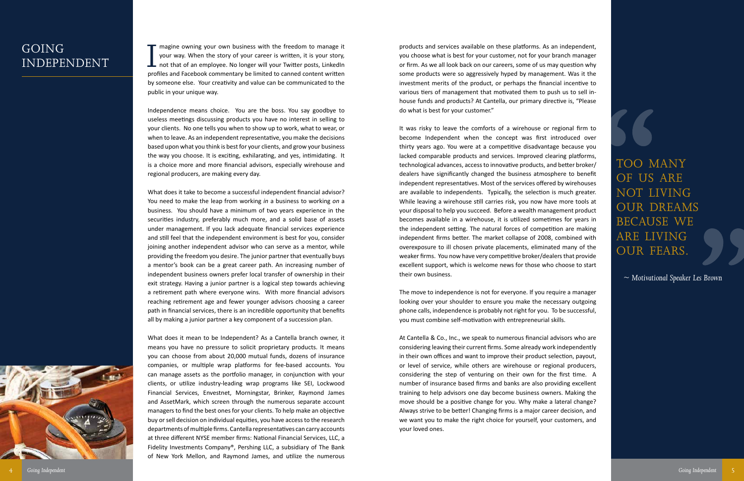# GOING INDEPENDENT

Imagine owning your own business with the freedom to manage it your way. When the story of your career is written, it is your story, not that of an employee. No longer will your Twitter posts, LinkedIn profiles and Facebook commentary be limited to canned content written by someone else. Your creativity and value can be communicated to the public in your unique way.

Independence means choice. You are the boss. You say goodbye to useless meetings discussing products you have no interest in selling to your clients. No one tells you when to show up to work, what to wear, or when to leave. As an independent representative, you make the decisions based upon what you think is best for your clients, and grow your business the way you choose. It is exciting, exhilarating, and yes, intimidating. It is a choice more and more financial advisors, especially wirehouse and regional producers, are making every day.

What does it take to become a successful independent financial advisor? You need to make the leap from working *in* a business to working *on* a business. You should have a minimum of two years experience in the securities industry, preferably much more, and a solid base of assets under management. If you lack adequate financial services experience and still feel that the independent environment is best for you, consider joining another independent advisor who can serve as a mentor, while providing the freedom you desire. The junior partner that eventually buys a mentor's book can be a great career path. An increasing number of independent business owners prefer local transfer of ownership in their exit strategy. Having a junior partner is a logical step towards achieving a retirement path where everyone wins. With more financial advisors reaching retirement age and fewer younger advisors choosing a career path in financial services, there is an incredible opportunity that benefits all by making a junior partner a key component of a succession plan.

What does it mean to be Independent? As a Cantella branch owner, it means you have no pressure to solicit proprietary products. It means you can choose from about 20,000 mutual funds, dozens of insurance companies, or multiple wrap platforms for fee-based accounts. You can manage assets as the portfolio manager, in conjunction with your clients, or utilize industry-leading wrap programs like SEI, Lockwood Financial Services, Envestnet, Morningstar, Brinker, Raymond James and AssetMark, which screen through the numerous separate account managers to find the best ones for your clients. To help make an objective buy or sell decision on individual equities, you have access to the research departments of multiple firms. Cantella representatives can carry accounts at three different NYSE member firms: National Financial Services, LLC, a Fidelity Investments Company®, Pershing LLC, a subsidiary of The Bank of New York Mellon, and Raymond James, and utilize the numerous products and services available on these platforms. As an independent, you choose what is best for your customer, not for your branch manager or firm. As we all look back on our careers, some of us may question why some products were so aggressively hyped by management. Was it the investment merits of the product, or perhaps the financial incentive to various tiers of management that motivated them to push us to sell in-house funds and products? At Cantella, our primary directive is, "Please do what is best for your customer."

It was risky to leave the comforts of a wirehouse or regional firm to become Independent when the concept was first introduced over thirty years ago. You were at a competitive disadvantage because you lacked comparable products and services. Improved clearing platforms, technological advances, access to innovative products, and better broker/dealers have significantly changed the business atmosphere to benefit independent representatives. Most of the services offered by wirehouses are available to independents. Typically, the selection is much greater. While leaving a wirehouse still carries risk, you now have more tools at your disposal to help you succeed. Before a wealth management product becomes available in a wirehouse, it is utilized sometimes for years in the independent setting. The natural forces of competition are making independent firms better. The market collapse of 2008, combined with overexposure to ill chosen private placements, eliminated many of the weaker firms. You now have very competitive broker/dealers that provide excellent support, which is welcome news for those who choose to start their own business.

The move to independence is not for everyone. If you require a manager looking over your shoulder to ensure you make the necessary outgoing phone calls, independence is probably not right for you. To be successful, you must combine self-motivation with entrepreneurial skills.

At Cantella & Co., Inc., we speak to numerous financial advisors who are considering leaving their current firms. Some already work independently in their own offices and want to improve their product selection, payout, or level of service, while others are wirehouse or regional producers, considering the step of venturing on their own for the first time. A number of insurance based firms and banks are also providing excellent training to help advisors one day become business owners. Making the move should be a positive change for you. Why make a lateral change? Always strive to be better! Changing firms is a major career decision, and we want you to make the right choice for yourself, your customers, and your loved ones.

> "TOO MANY OF US ARE NOT LIVING OUR DREAMS BECAUSE WE ARE LIVING OUR FEARS."
>
> *~ Motivational Speaker Les Brown*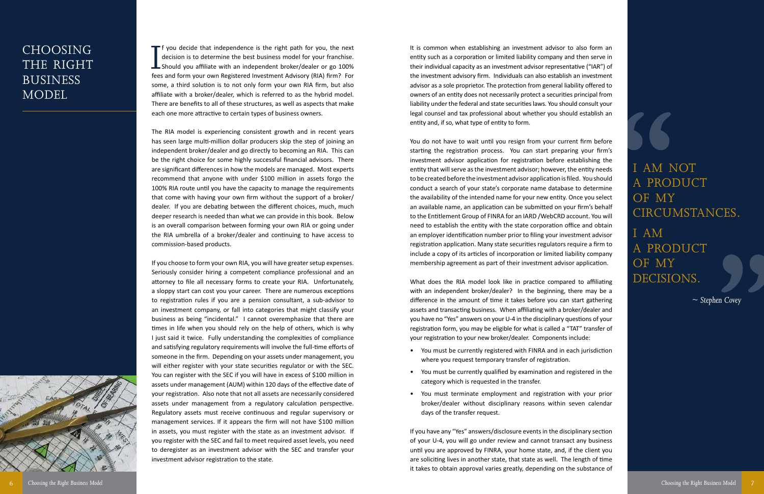# CHOOSING THE RIGHT BUSINESS MODEL

If you decide that independence is the right path for you, the next decision is to determine the best business model for your franchise. Should you affiliate with an independent broker/dealer or go 100% fees and form your own Registered Investment Advisory (RIA) firm? For some, a third solution is to not only form your own RIA firm, but also affiliate with a broker/dealer, which is referred to as the hybrid model. There are benefits to all of these structures, as well as aspects that make each one more attractive to certain types of business owners.

The RIA model is experiencing consistent growth and in recent years has seen large multi-million dollar producers skip the step of joining an independent broker/dealer and go directly to becoming an RIA. This can be the right choice for some highly successful financial advisors. There are significant differences in how the models are managed. Most experts recommend that anyone with under $100 million in assets forgo the 100% RIA route until you have the capacity to manage the requirements that come with having your own firm without the support of a broker/dealer. If you are debating between the different choices, much, much deeper research is needed than what we can provide in this book. Below is an overall comparison between forming your own RIA or going under the RIA umbrella of a broker/dealer and continuing to have access to commission-based products.

If you choose to form your own RIA, you will have greater setup expenses. Seriously consider hiring a competent compliance professional and an attorney to file all necessary forms to create your RIA. Unfortunately, a sloppy start can cost you your career. There are numerous exceptions to registration rules if you are a pension consultant, a sub-advisor to an investment company, or fall into categories that might classify your business as being "incidental." I cannot overemphasize that there are times in life when you should rely on the help of others, which is why I just said it twice. Fully understanding the complexities of compliance and satisfying regulatory requirements will involve the full-time efforts of someone in the firm. Depending on your assets under management, you will either register with your state securities regulator or with the SEC. You can register with the SEC if you will have in excess of $100 million in assets under management (AUM) within 120 days of the effective date of your registration. Also note that not all assets are necessarily considered assets under management from a regulatory calculation perspective. Regulatory assets must receive continuous and regular supervisory or management services. If it appears the firm will not have $100 million in assets, you must register with the state as an investment advisor. If you register with the SEC and fail to meet required asset levels, you need to deregister as an investment advisor with the SEC and transfer your investment advisor registration to the state.

It is common when establishing an investment advisor to also form an entity such as a corporation or limited liability company and then serve in their individual capacity as an investment advisor representative ("IAR") of the investment advisory firm. Individuals can also establish an investment advisor as a sole proprietor. The protection from general liability offered to owners of an entity does not necessarily protect a securities principal from liability under the federal and state securities laws. You should consult your legal counsel and tax professional about whether you should establish an entity and, if so, what type of entity to form.

You do not have to wait until you resign from your current firm before starting the registration process. You can start preparing your firm's investment advisor application for registration before establishing the entity that will serve as the investment advisor; however, the entity needs to be created before the investment advisor application is filed. You should conduct a search of your state's corporate name database to determine the availability of the intended name for your new entity. Once you select an available name, an application can be submitted on your firm's behalf to the Entitlement Group of FINRA for an IARD /WebCRD account. You will need to establish the entity with the state corporation office and obtain an employer identification number prior to filing your investment advisor registration application. Many state securities regulators require a firm to include a copy of its articles of incorporation or limited liability company membership agreement as part of their investment advisor application.

What does the RIA model look like in practice compared to affiliating with an independent broker/dealer? In the beginning, there may be a difference in the amount of time it takes before you can start gathering assets and transacting business. When affiliating with a broker/dealer and you have no "Yes" answers on your U-4 in the disciplinary questions of your registration form, you may be eligible for what is called a "TAT" transfer of your registration to your new broker/dealer. Components include:

- You must be currently registered with FINRA and in each jurisdiction where you request temporary transfer of registration.
- You must be currently qualified by examination and registered in the category which is requested in the transfer.
- You must terminate employment and registration with your prior broker/dealer without disciplinary reasons within seven calendar days of the transfer request.

If you have any "Yes" answers/disclosure events in the disciplinary section of your U-4, you will go under review and cannot transact any business until you are approved by FINRA, your home state, and, if the client you are soliciting lives in another state, that state as well. The length of time it takes to obtain approval varies greatly, depending on the substance of

> I AM NOT A PRODUCT OF MY CIRCUMSTANCES. I AM A PRODUCT OF MY DECISIONS.
>
> *~ Stephen Covey*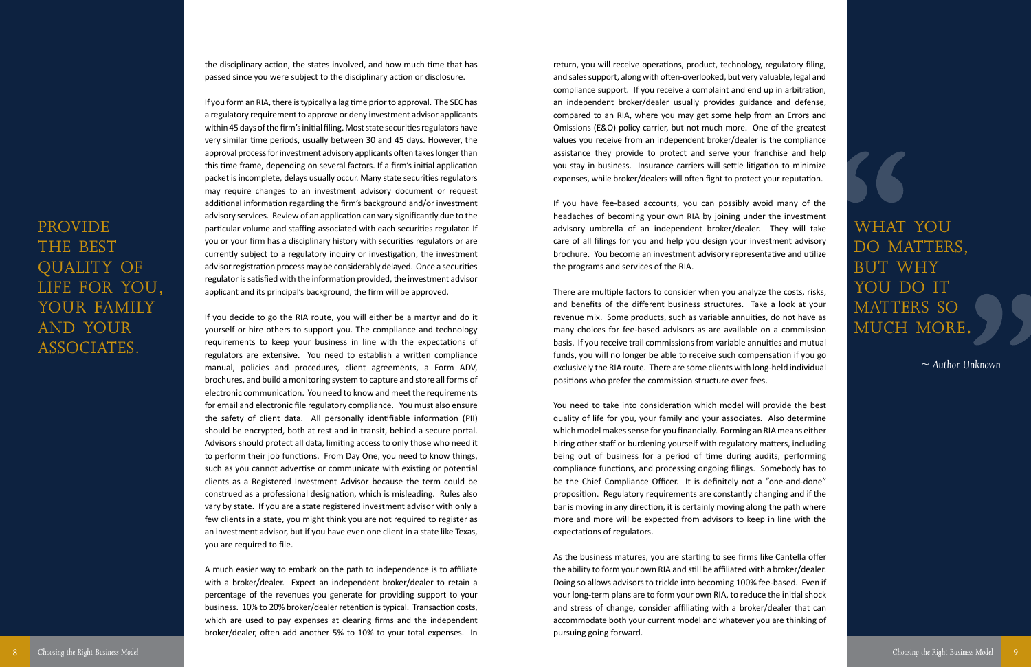the disciplinary action, the states involved, and how much time that has passed since you were subject to the disciplinary action or disclosure.

If you form an RIA, there is typically a lag time prior to approval. The SEC has a regulatory requirement to approve or deny investment advisor applicants within 45 days of the firm's initial filing. Most state securities regulators have very similar time periods, usually between 30 and 45 days. However, the approval process for investment advisory applicants often takes longer than this time frame, depending on several factors. If a firm's initial application packet is incomplete, delays usually occur. Many state securities regulators may require changes to an investment advisory document or request additional information regarding the firm's background and/or investment advisory services. Review of an application can vary significantly due to the particular volume and staffing associated with each securities regulator. If you or your firm has a disciplinary history with securities regulators or are currently subject to a regulatory inquiry or investigation, the investment advisor registration process may be considerably delayed. Once a securities regulator is satisfied with the information provided, the investment advisor applicant and its principal's background, the firm will be approved.

If you decide to go the RIA route, you will either be a martyr and do it yourself or hire others to support you. The compliance and technology requirements to keep your business in line with the expectations of regulators are extensive. You need to establish a written compliance manual, policies and procedures, client agreements, a Form ADV, brochures, and build a monitoring system to capture and store all forms of electronic communication. You need to know and meet the requirements for email and electronic file regulatory compliance. You must also ensure the safety of client data. All personally identifiable information (PII) should be encrypted, both at rest and in transit, behind a secure portal. Advisors should protect all data, limiting access to only those who need it to perform their job functions. From Day One, you need to know things, such as you cannot advertise or communicate with existing or potential clients as a Registered Investment Advisor because the term could be construed as a professional designation, which is misleading. Rules also vary by state. If you are a state registered investment advisor with only a few clients in a state, you might think you are not required to register as an investment advisor, but if you have even one client in a state like Texas, you are required to file.

A much easier way to embark on the path to independence is to affiliate with a broker/dealer. Expect an independent broker/dealer to retain a percentage of the revenues you generate for providing support to your business. 10% to 20% broker/dealer retention is typical. Transaction costs, which are used to pay expenses at clearing firms and the independent broker/dealer, often add another 5% to 10% to your total expenses. In return, you will receive operations, product, technology, regulatory filing, and sales support, along with often-overlooked, but very valuable, legal and compliance support. If you receive a complaint and end up in arbitration, an independent broker/dealer usually provides guidance and defense, compared to an RIA, where you may get some help from an Errors and Omissions (E&O) policy carrier, but not much more. One of the greatest values you receive from an independent broker/dealer is the compliance assistance they provide to protect and serve your franchise and help you stay in business. Insurance carriers will settle litigation to minimize expenses, while broker/dealers will often fight to protect your reputation.

If you have fee-based accounts, you can possibly avoid many of the headaches of becoming your own RIA by joining under the investment advisory umbrella of an independent broker/dealer. They will take care of all filings for you and help you design your investment advisory brochure. You become an investment advisory representative and utilize the programs and services of the RIA.

There are multiple factors to consider when you analyze the costs, risks, and benefits of the different business structures. Take a look at your revenue mix. Some products, such as variable annuities, do not have as many choices for fee-based advisors as are available on a commission basis. If you receive trail commissions from variable annuities and mutual funds, you will no longer be able to receive such compensation if you go exclusively the RIA route. There are some clients with long-held individual positions who prefer the commission structure over fees.

You need to take into consideration which model will provide the best quality of life for you, your family and your associates. Also determine which model makes sense for you financially. Forming an RIA means either hiring other staff or burdening yourself with regulatory matters, including being out of business for a period of time during audits, performing compliance functions, and processing ongoing filings. Somebody has to be the Chief Compliance Officer. It is definitely not a "one-and-done" proposition. Regulatory requirements are constantly changing and if the bar is moving in any direction, it is certainly moving along the path where more and more will be expected from advisors to keep in line with the expectations of regulators.

As the business matures, you are starting to see firms like Cantella offer the ability to form your own RIA and still be affiliated with a broker/dealer. Doing so allows advisors to trickle into becoming 100% fee-based. Even if your long-term plans are to form your own RIA, to reduce the initial shock and stress of change, consider affiliating with a broker/dealer that can accommodate both your current model and whatever you are thinking of pursuing going forward.

> PROVIDE THE BEST QUALITY OF LIFE FOR YOU, YOUR FAMILY AND YOUR ASSOCIATES.

> "WHAT YOU DO MATTERS, BUT WHY YOU DO IT MATTERS SO MUCH MORE."
>
> ~ *Author Unknown*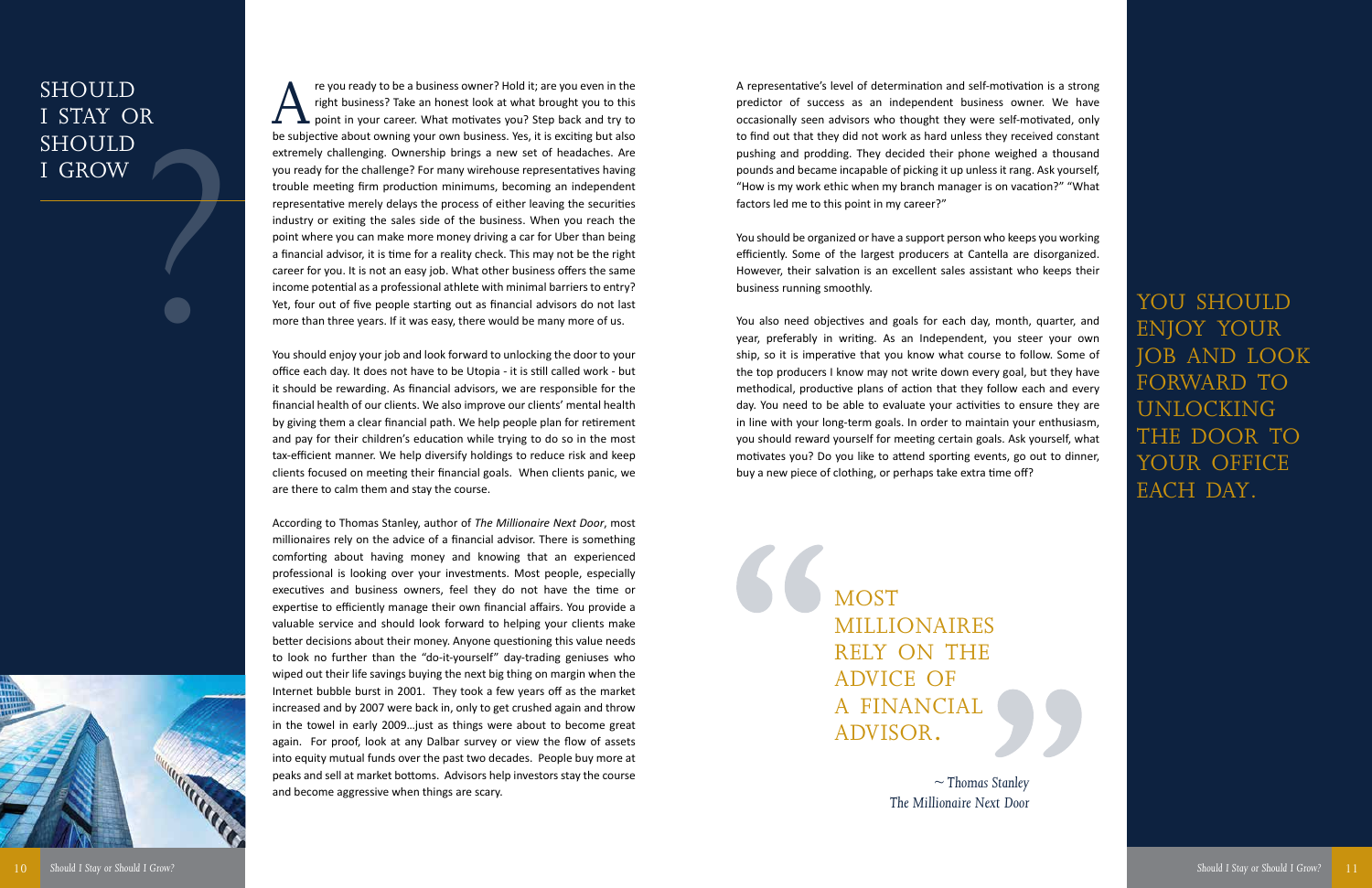# Should I Stay or Should I Grow?

Are you ready to be a business owner? Hold it; are you even in the right business? Take an honest look at what brought you to this point in your career. What motivates you? Step back and try to be subjective about owning your own business. Yes, it is exciting but also extremely challenging. Ownership brings a new set of headaches. Are you ready for the challenge? For many wirehouse representatives having trouble meeting firm production minimums, becoming an independent representative merely delays the process of either leaving the securities industry or exiting the sales side of the business. When you reach the point where you can make more money driving a car for Uber than being a financial advisor, it is time for a reality check. This may not be the right career for you. It is not an easy job. What other business offers the same income potential as a professional athlete with minimal barriers to entry? Yet, four out of five people starting out as financial advisors do not last more than three years. If it was easy, there would be many more of us.

You should enjoy your job and look forward to unlocking the door to your office each day. It does not have to be Utopia - it is still called work - but it should be rewarding. As financial advisors, we are responsible for the financial health of our clients. We also improve our clients' mental health by giving them a clear financial path. We help people plan for retirement and pay for their children's education while trying to do so in the most tax-efficient manner. We help diversify holdings to reduce risk and keep clients focused on meeting their financial goals. When clients panic, we are there to calm them and stay the course.

According to Thomas Stanley, author of *The Millionaire Next Door*, most millionaires rely on the advice of a financial advisor. There is something comforting about having money and knowing that an experienced professional is looking over your investments. Most people, especially executives and business owners, feel they do not have the time or expertise to efficiently manage their own financial affairs. You provide a valuable service and should look forward to helping your clients make better decisions about their money. Anyone questioning this value needs to look no further than the "do-it-yourself" day-trading geniuses who wiped out their life savings buying the next big thing on margin when the Internet bubble burst in 2001. They took a few years off as the market increased and by 2007 were back in, only to get crushed again and throw in the towel in early 2009...just as things were about to become great again. For proof, look at any Dalbar survey or view the flow of assets into equity mutual funds over the past two decades. People buy more at peaks and sell at market bottoms. Advisors help investors stay the course and become aggressive when things are scary.

A representative's level of determination and self-motivation is a strong predictor of success as an independent business owner. We have occasionally seen advisors who thought they were self-motivated, only to find out that they did not work as hard unless they received constant pushing and prodding. They decided their phone weighed a thousand pounds and became incapable of picking it up unless it rang. Ask yourself, "How is my work ethic when my branch manager is on vacation?" "What factors led me to this point in my career?"

You should be organized or have a support person who keeps you working efficiently. Some of the largest producers at Cantella are disorganized. However, their salvation is an excellent sales assistant who keeps their business running smoothly.

You also need objectives and goals for each day, month, quarter, and year, preferably in writing. As an Independent, you steer your own ship, so it is imperative that you know what course to follow. Some of the top producers I know may not write down every goal, but they have methodical, productive plans of action that they follow each and every day. You need to be able to evaluate your activities to ensure they are in line with your long-term goals. In order to maintain your enthusiasm, you should reward yourself for meeting certain goals. Ask yourself, what motivates you? Do you like to attend sporting events, go out to dinner, buy a new piece of clothing, or perhaps take extra time off?

> "MOST MILLIONAIRES RELY ON THE ADVICE OF A FINANCIAL ADVISOR."
>
> *~ Thomas Stanley*
> *The Millionaire Next Door*

YOU SHOULD ENJOY YOUR JOB AND LOOK FORWARD TO UNLOCKING THE DOOR TO YOUR OFFICE EACH DAY.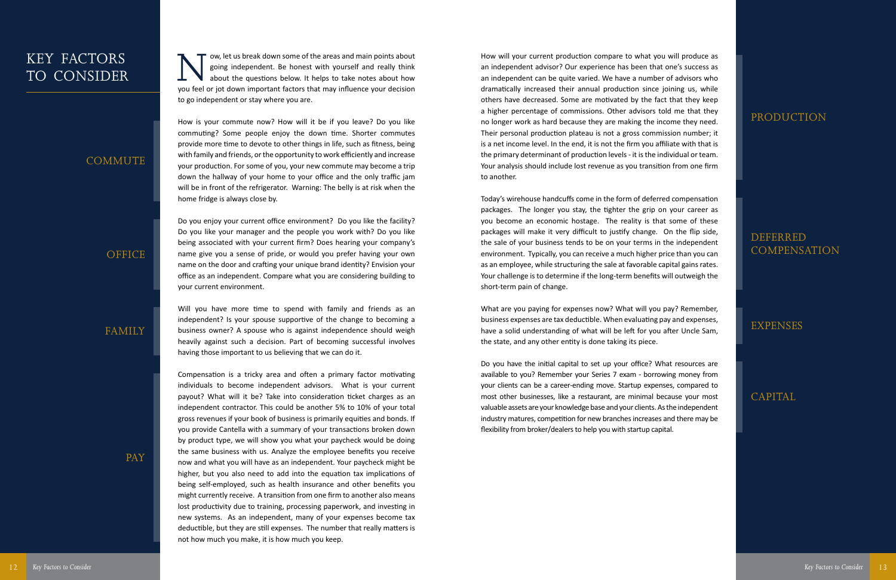# KEY FACTORS TO CONSIDER

Now, let us break down some of the areas and main points about going independent. Be honest with yourself and really think about the questions below. It helps to take notes about how you feel or jot down important factors that may influence your decision to go independent or stay where you are.

## COMMUTE

How is your commute now? How will it be if you leave? Do you like commuting? Some people enjoy the down time. Shorter commutes provide more time to devote to other things in life, such as fitness, being with family and friends, or the opportunity to work efficiently and increase your production. For some of you, your new commute may become a trip down the hallway of your home to your office and the only traffic jam will be in front of the refrigerator. Warning: The belly is at risk when the home fridge is always close by.

## OFFICE

Do you enjoy your current office environment? Do you like the facility? Do you like your manager and the people you work with? Do you like being associated with your current firm? Does hearing your company's name give you a sense of pride, or would you prefer having your own name on the door and crafting your unique brand identity? Envision your office as an independent. Compare what you are considering building to your current environment.

## FAMILY

Will you have more time to spend with family and friends as an independent? Is your spouse supportive of the change to becoming a business owner? A spouse who is against independence should weigh heavily against such a decision. Part of becoming successful involves having those important to us believing that we can do it.

## PAY

Compensation is a tricky area and often a primary factor motivating individuals to become independent advisors. What is your current payout? What will it be? Take into consideration ticket charges as an independent contractor. This could be another 5% to 10% of your total gross revenues if your book of business is primarily equities and bonds. If you provide Cantella with a summary of your transactions broken down by product type, we will show you what your paycheck would be doing the same business with us. Analyze the employee benefits you receive now and what you will have as an independent. Your paycheck might be higher, but you also need to add into the equation tax implications of being self-employed, such as health insurance and other benefits you might currently receive. A transition from one firm to another also means lost productivity due to training, processing paperwork, and investing in new systems. As an independent, many of your expenses become tax deductible, but they are still expenses. The number that really matters is not how much you make, it is how much you keep.

## PRODUCTION

How will your current production compare to what you will produce as an independent advisor? Our experience has been that one's success as an independent can be quite varied. We have a number of advisors who dramatically increased their annual production since joining us, while others have decreased. Some are motivated by the fact that they keep a higher percentage of commissions. Other advisors told me that they no longer work as hard because they are making the income they need. Their personal production plateau is not a gross commission number; it is a net income level. In the end, it is not the firm you affiliate with that is the primary determinant of production levels - it is the individual or team. Your analysis should include lost revenue as you transition from one firm to another.

## DEFERRED COMPENSATION

Today's wirehouse handcuffs come in the form of deferred compensation packages. The longer you stay, the tighter the grip on your career as you become an economic hostage. The reality is that some of these packages will make it very difficult to justify change. On the flip side, the sale of your business tends to be on your terms in the independent environment. Typically, you can receive a much higher price than you can as an employee, while structuring the sale at favorable capital gains rates. Your challenge is to determine if the long-term benefits will outweigh the short-term pain of change.

## EXPENSES

What are you paying for expenses now? What will you pay? Remember, business expenses are tax deductible. When evaluating pay and expenses, have a solid understanding of what will be left for you after Uncle Sam, the state, and any other entity is done taking its piece.

## CAPITAL

Do you have the initial capital to set up your office? What resources are available to you? Remember your Series 7 exam - borrowing money from your clients can be a career-ending move. Startup expenses, compared to most other businesses, like a restaurant, are minimal because your most valuable assets are your knowledge base and your clients. As the independent industry matures, competition for new branches increases and there may be flexibility from broker/dealers to help you with startup capital.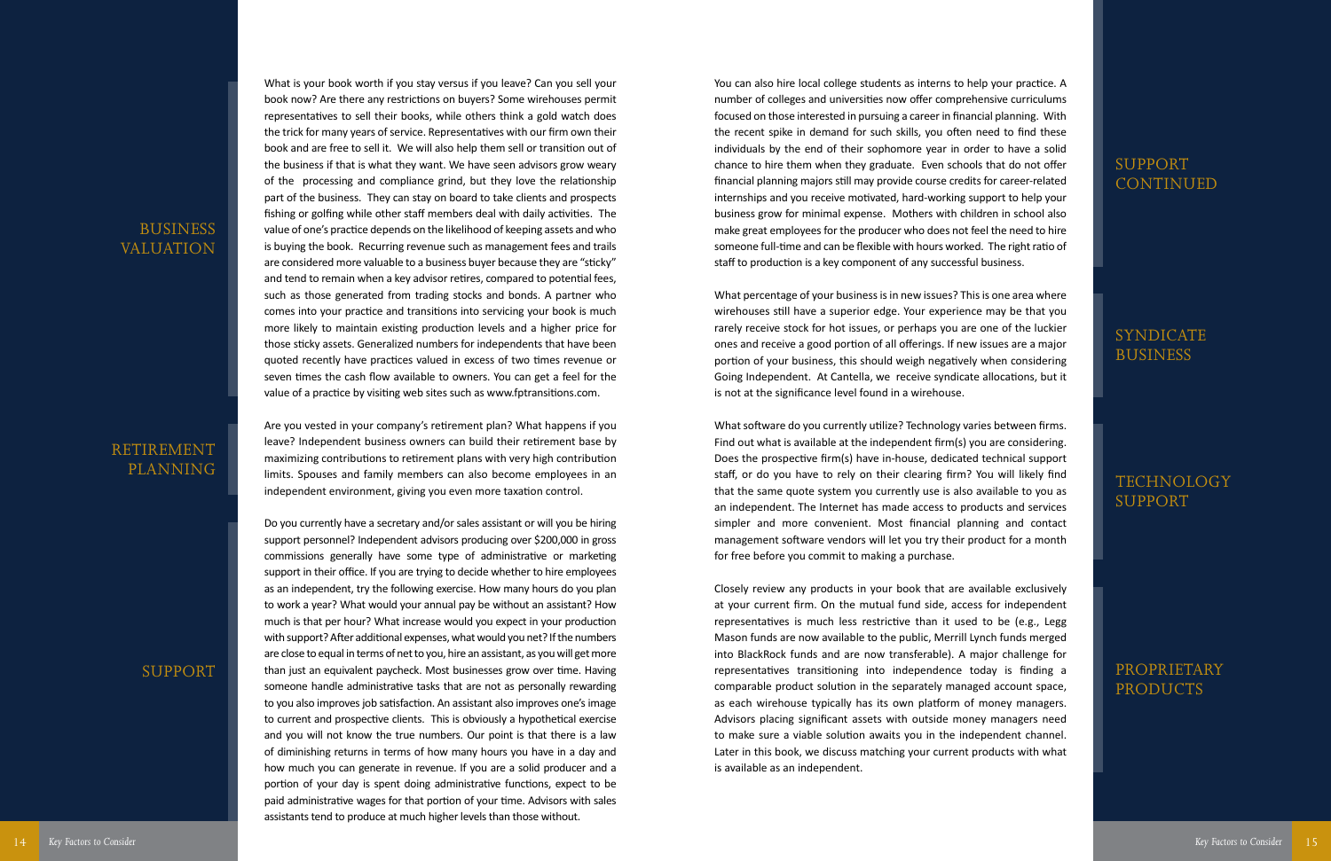## Business Valuation

What is your book worth if you stay versus if you leave? Can you sell your book now? Are there any restrictions on buyers? Some wirehouses permit representatives to sell their books, while others think a gold watch does the trick for many years of service. Representatives with our firm own their book and are free to sell it. We will also help them sell or transition out of the business if that is what they want. We have seen advisors grow weary of the processing and compliance grind, but they love the relationship part of the business. They can stay on board to take clients and prospects fishing or golfing while other staff members deal with daily activities. The value of one's practice depends on the likelihood of keeping assets and who is buying the book. Recurring revenue such as management fees and trails are considered more valuable to a business buyer because they are "sticky" and tend to remain when a key advisor retires, compared to potential fees, such as those generated from trading stocks and bonds. A partner who comes into your practice and transitions into servicing your book is much more likely to maintain existing production levels and a higher price for those sticky assets. Generalized numbers for independents that have been quoted recently have practices valued in excess of two times revenue or seven times the cash flow available to owners. You can get a feel for the value of a practice by visiting web sites such as www.fptransitions.com.

## Retirement Planning

Are you vested in your company's retirement plan? What happens if you leave? Independent business owners can build their retirement base by maximizing contributions to retirement plans with very high contribution limits. Spouses and family members can also become employees in an independent environment, giving you even more taxation control.

## Support

Do you currently have a secretary and/or sales assistant or will you be hiring support personnel? Independent advisors producing over $200,000 in gross commissions generally have some type of administrative or marketing support in their office. If you are trying to decide whether to hire employees as an independent, try the following exercise. How many hours do you plan to work a year? What would your annual pay be without an assistant? How much is that per hour? What increase would you expect in your production with support? After additional expenses, what would you net? If the numbers are close to equal in terms of net to you, hire an assistant, as you will get more than just an equivalent paycheck. Most businesses grow over time. Having someone handle administrative tasks that are not as personally rewarding to you also improves job satisfaction. An assistant also improves one's image to current and prospective clients. This is obviously a hypothetical exercise and you will not know the true numbers. Our point is that there is a law of diminishing returns in terms of how many hours you have in a day and how much you can generate in revenue. If you are a solid producer and a portion of your day is spent doing administrative functions, expect to be paid administrative wages for that portion of your time. Advisors with sales assistants tend to produce at much higher levels than those without.

## Support Continued

You can also hire local college students as interns to help your practice. A number of colleges and universities now offer comprehensive curriculums focused on those interested in pursuing a career in financial planning. With the recent spike in demand for such skills, you often need to find these individuals by the end of their sophomore year in order to have a solid chance to hire them when they graduate. Even schools that do not offer financial planning majors still may provide course credits for career-related internships and you receive motivated, hard-working support to help your business grow for minimal expense. Mothers with children in school also make great employees for the producer who does not feel the need to hire someone full-time and can be flexible with hours worked. The right ratio of staff to production is a key component of any successful business.

## Syndicate Business

What percentage of your business is in new issues? This is one area where wirehouses still have a superior edge. Your experience may be that you rarely receive stock for hot issues, or perhaps you are one of the luckier ones and receive a good portion of all offerings. If new issues are a major portion of your business, this should weigh negatively when considering Going Independent. At Cantella, we receive syndicate allocations, but it is not at the significance level found in a wirehouse.

## Technology Support

What software do you currently utilize? Technology varies between firms. Find out what is available at the independent firm(s) you are considering. Does the prospective firm(s) have in-house, dedicated technical support staff, or do you have to rely on their clearing firm? You will likely find that the same quote system you currently use is also available to you as an independent. The Internet has made access to products and services simpler and more convenient. Most financial planning and contact management software vendors will let you try their product for a month for free before you commit to making a purchase.

## Proprietary Products

Closely review any products in your book that are available exclusively at your current firm. On the mutual fund side, access for independent representatives is much less restrictive than it used to be (e.g., Legg Mason funds are now available to the public, Merrill Lynch funds merged into BlackRock funds and are now transferable). A major challenge for representatives transitioning into independence today is finding a comparable product solution in the separately managed account space, as each wirehouse typically has its own platform of money managers. Advisors placing significant assets with outside money managers need to make sure a viable solution awaits you in the independent channel. Later in this book, we discuss matching your current products with what is available as an independent.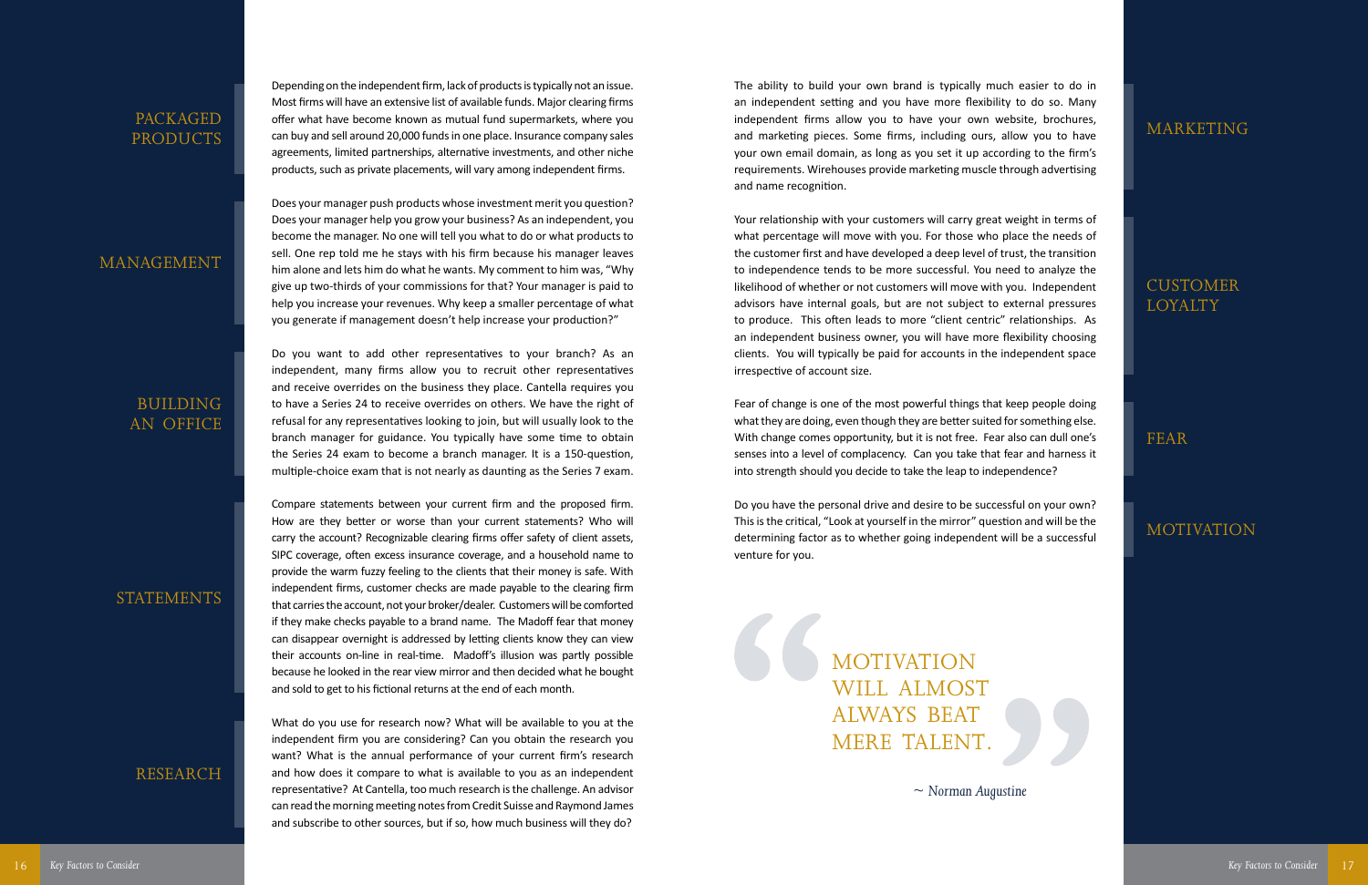## PACKAGED PRODUCTS

Depending on the independent firm, lack of products is typically not an issue. Most firms will have an extensive list of available funds. Major clearing firms offer what have become known as mutual fund supermarkets, where you can buy and sell around 20,000 funds in one place. Insurance company sales agreements, limited partnerships, alternative investments, and other niche products, such as private placements, will vary among independent firms.

## MANAGEMENT

Does your manager push products whose investment merit you question? Does your manager help you grow your business? As an independent, you become the manager. No one will tell you what to do or what products to sell. One rep told me he stays with his firm because his manager leaves him alone and lets him do what he wants. My comment to him was, "Why give up two-thirds of your commissions for that? Your manager is paid to help you increase your revenues. Why keep a smaller percentage of what you generate if management doesn't help increase your production?"

## BUILDING AN OFFICE

Do you want to add other representatives to your branch? As an independent, many firms allow you to recruit other representatives and receive overrides on the business they place. Cantella requires you to have a Series 24 to receive overrides on others. We have the right of refusal for any representatives looking to join, but will usually look to the branch manager for guidance. You typically have some time to obtain the Series 24 exam to become a branch manager. It is a 150-question, multiple-choice exam that is not nearly as daunting as the Series 7 exam.

## STATEMENTS

Compare statements between your current firm and the proposed firm. How are they better or worse than your current statements? Who will carry the account? Recognizable clearing firms offer safety of client assets, SIPC coverage, often excess insurance coverage, and a household name to provide the warm fuzzy feeling to the clients that their money is safe. With independent firms, customer checks are made payable to the clearing firm that carries the account, not your broker/dealer. Customers will be comforted if they make checks payable to a brand name. The Madoff fear that money can disappear overnight is addressed by letting clients know they can view their accounts on-line in real-time. Madoff's illusion was partly possible because he looked in the rear view mirror and then decided what he bought and sold to get to his fictional returns at the end of each month.

## RESEARCH

What do you use for research now? What will be available to you at the independent firm you are considering? Can you obtain the research you want? What is the annual performance of your current firm's research and how does it compare to what is available to you as an independent representative? At Cantella, too much research is the challenge. An advisor can read the morning meeting notes from Credit Suisse and Raymond James and subscribe to other sources, but if so, how much business will they do?

## MARKETING

The ability to build your own brand is typically much easier to do in an independent setting and you have more flexibility to do so. Many independent firms allow you to have your own website, brochures, and marketing pieces. Some firms, including ours, allow you to have your own email domain, as long as you set it up according to the firm's requirements. Wirehouses provide marketing muscle through advertising and name recognition.

## CUSTOMER LOYALTY

Your relationship with your customers will carry great weight in terms of what percentage will move with you. For those who place the needs of the customer first and have developed a deep level of trust, the transition to independence tends to be more successful. You need to analyze the likelihood of whether or not customers will move with you. Independent advisors have internal goals, but are not subject to external pressures to produce. This often leads to more "client centric" relationships. As an independent business owner, you will have more flexibility choosing clients. You will typically be paid for accounts in the independent space irrespective of account size.

## FEAR

Fear of change is one of the most powerful things that keep people doing what they are doing, even though they are better suited for something else. With change comes opportunity, but it is not free. Fear also can dull one's senses into a level of complacency. Can you take that fear and harness it into strength should you decide to take the leap to independence?

## MOTIVATION

Do you have the personal drive and desire to be successful on your own? This is the critical, "Look at yourself in the mirror" question and will be the determining factor as to whether going independent will be a successful venture for you.

> "MOTIVATION WILL ALMOST ALWAYS BEAT MERE TALENT."
>
> *~ Norman Augustine*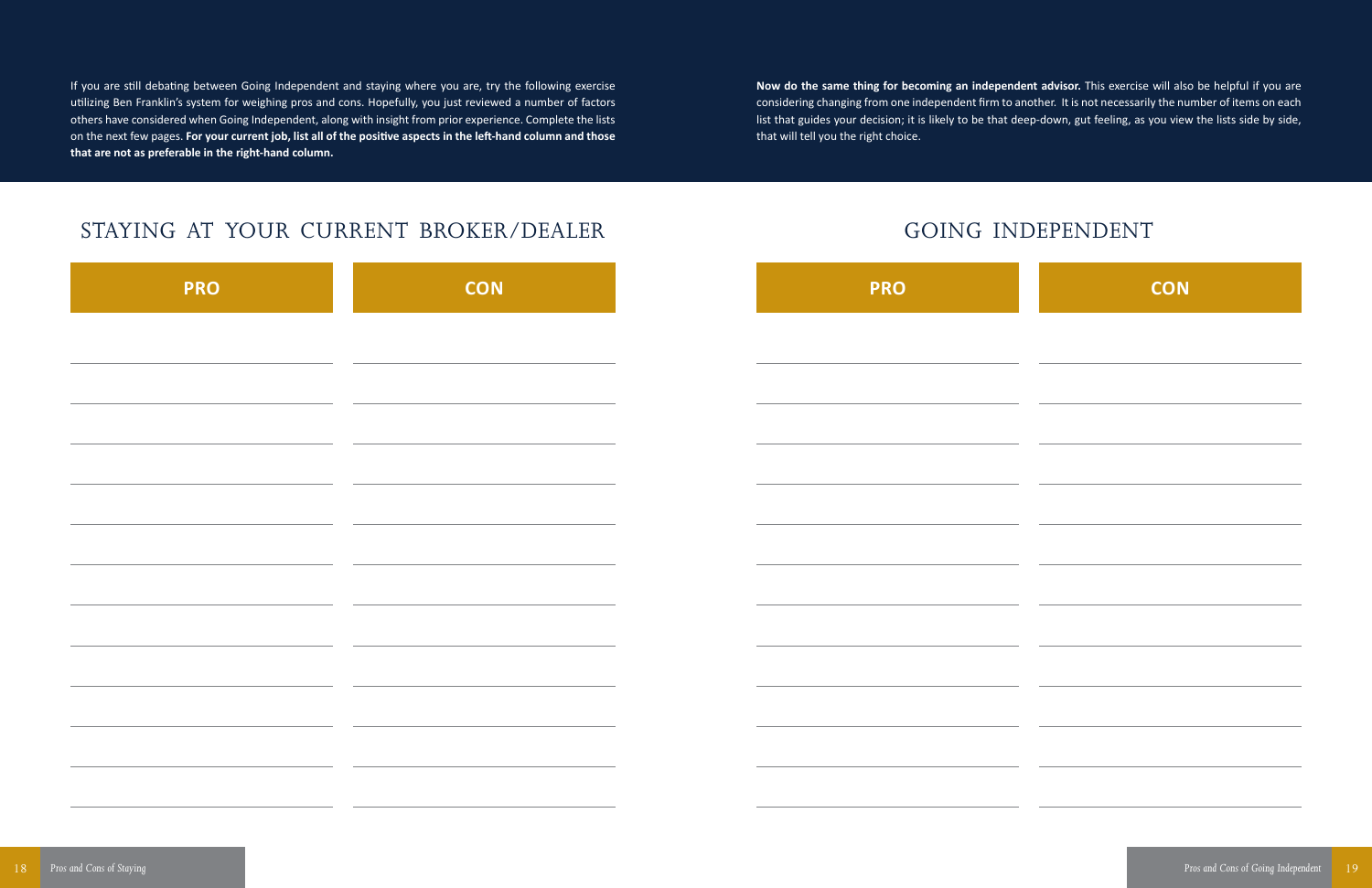If you are still debating between Going Independent and staying where you are, try the following exercise utilizing Ben Franklin's system for weighing pros and cons. Hopefully, you just reviewed a number of factors others have considered when Going Independent, along with insight from prior experience. Complete the lists on the next few pages. **For your current job, list all of the positive aspects in the left-hand column and those that are not as preferable in the right-hand column.**

## STAYING AT YOUR CURRENT BROKER/DEALER

| PRO | CON |
| --- | --- |
| | |
| | |
| | |
| | |
| | |
| | |
| | |
| | |
| | |
| | |
| | |
| | |

**Now do the same thing for becoming an independent advisor.** This exercise will also be helpful if you are considering changing from one independent firm to another. It is not necessarily the number of items on each list that guides your decision; it is likely to be that deep-down, gut feeling, as you view the lists side by side, that will tell you the right choice.

## GOING INDEPENDENT

| PRO | CON |
| --- | --- |
| | |
| | |
| | |
| | |
| | |
| | |
| | |
| | |
| | |
| | |
| | |
| | |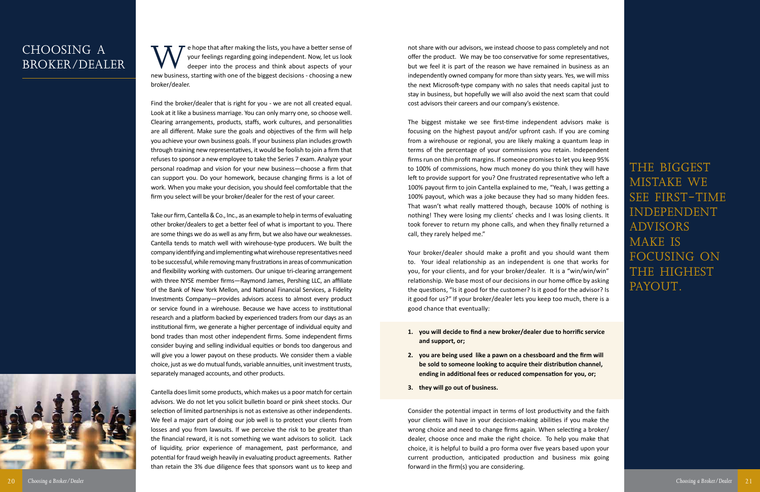# CHOOSING A BROKER/DEALER

We hope that after making the lists, you have a better sense of your feelings regarding going independent. Now, let us look deeper into the process and think about aspects of your new business, starting with one of the biggest decisions - choosing a new broker/dealer.

Find the broker/dealer that is right for you - we are not all created equal. Look at it like a business marriage. You can only marry one, so choose well. Clearing arrangements, products, staffs, work cultures, and personalities are all different. Make sure the goals and objectives of the firm will help you achieve your own business goals. If your business plan includes growth through training new representatives, it would be foolish to join a firm that refuses to sponsor a new employee to take the Series 7 exam. Analyze your personal roadmap and vision for your new business—choose a firm that can support you. Do your homework, because changing firms is a lot of work. When you make your decision, you should feel comfortable that the firm you select will be your broker/dealer for the rest of your career.

Take our firm, Cantella & Co., Inc., as an example to help in terms of evaluating other broker/dealers to get a better feel of what is important to you. There are some things we do as well as any firm, but we also have our weaknesses. Cantella tends to match well with wirehouse-type producers. We built the company identifying and implementing what wirehouse representatives need to be successful, while removing many frustrations in areas of communication and flexibility working with customers. Our unique tri-clearing arrangement with three NYSE member firms—Raymond James, Pershing LLC, an affiliate of the Bank of New York Mellon, and National Financial Services, a Fidelity Investments Company—provides advisors access to almost every product or service found in a wirehouse. Because we have access to institutional research and a platform backed by experienced traders from our days as an institutional firm, we generate a higher percentage of individual equity and bond trades than most other independent firms. Some independent firms consider buying and selling individual equities or bonds too dangerous and will give you a lower payout on these products. We consider them a viable choice, just as we do mutual funds, variable annuities, unit investment trusts, separately managed accounts, and other products.

Cantella does limit some products, which makes us a poor match for certain advisors. We do not let you solicit bulletin board or pink sheet stocks. Our selection of limited partnerships is not as extensive as other independents. We feel a major part of doing our job well is to protect your clients from losses and you from lawsuits. If we perceive the risk to be greater than the financial reward, it is not something we want advisors to solicit. Lack of liquidity, prior experience of management, past performance, and potential for fraud weigh heavily in evaluating product agreements. Rather than retain the 3% due diligence fees that sponsors want us to keep and not share with our advisors, we instead choose to pass completely and not offer the product. We may be too conservative for some representatives, but we feel it is part of the reason we have remained in business as an independently owned company for more than sixty years. Yes, we will miss the next Microsoft-type company with no sales that needs capital just to stay in business, but hopefully we will also avoid the next scam that could cost advisors their careers and our company's existence.

The biggest mistake we see first-time independent advisors make is focusing on the highest payout and/or upfront cash. If you are coming from a wirehouse or regional, you are likely making a quantum leap in terms of the percentage of your commissions you retain. Independent firms run on thin profit margins. If someone promises to let you keep 95% to 100% of commissions, how much money do you think they will have left to provide support for you? One frustrated representative who left a 100% payout firm to join Cantella explained to me, "Yeah, I was getting a 100% payout, which was a joke because they had so many hidden fees. That wasn't what really mattered though, because 100% of nothing is nothing! They were losing my clients' checks and I was losing clients. It took forever to return my phone calls, and when they finally returned a call, they rarely helped me."

> THE BIGGEST MISTAKE WE SEE FIRST-TIME INDEPENDENT ADVISORS MAKE IS FOCUSING ON THE HIGHEST PAYOUT.

Your broker/dealer should make a profit and you should want them to. Your ideal relationship as an independent is one that works for you, for your clients, and for your broker/dealer. It is a "win/win/win" relationship. We base most of our decisions in our home office by asking the questions, "Is it good for the customer? Is it good for the advisor? Is it good for us?" If your broker/dealer lets you keep too much, there is a good chance that eventually:

1. **you will decide to find a new broker/dealer due to horrific service and support, or;**
2. **you are being used like a pawn on a chessboard and the firm will be sold to someone looking to acquire their distribution channel, ending in additional fees or reduced compensation for you, or;**
3. **they will go out of business.**

Consider the potential impact in terms of lost productivity and the faith your clients will have in your decision-making abilities if you make the wrong choice and need to change firms again. When selecting a broker/dealer, choose once and make the right choice. To help you make that choice, it is helpful to build a pro forma over five years based upon your current production, anticipated production and business mix going forward in the firm(s) you are considering.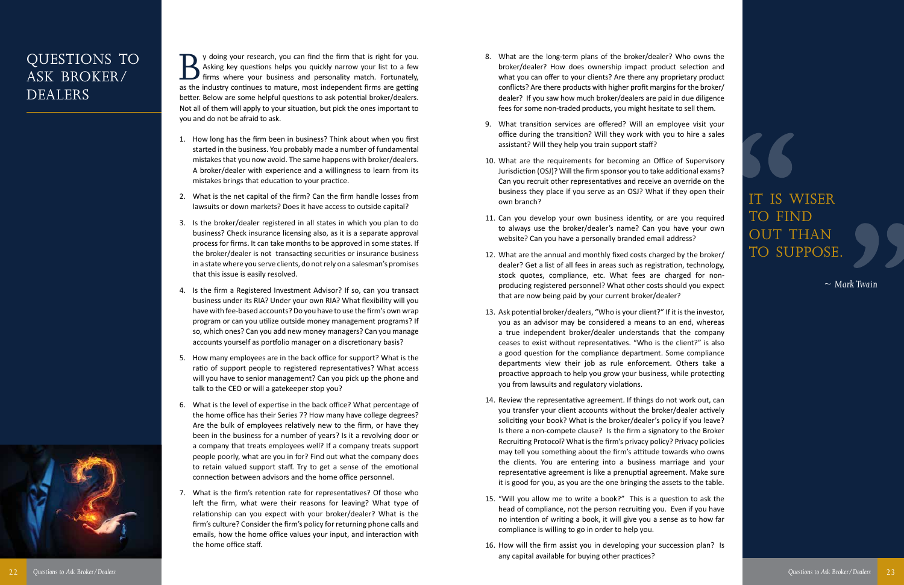# QUESTIONS TO ASK BROKER/DEALERS

By doing your research, you can find the firm that is right for you. Asking key questions helps you quickly narrow your list to a few firms where your business and personality match. Fortunately, as the industry continues to mature, most independent firms are getting better. Below are some helpful questions to ask potential broker/dealers. Not all of them will apply to your situation, but pick the ones important to you and do not be afraid to ask.

1. How long has the firm been in business? Think about when you first started in the business. You probably made a number of fundamental mistakes that you now avoid. The same happens with broker/dealers. A broker/dealer with experience and a willingness to learn from its mistakes brings that education to your practice.

2. What is the net capital of the firm? Can the firm handle losses from lawsuits or down markets? Does it have access to outside capital?

3. Is the broker/dealer registered in all states in which you plan to do business? Check insurance licensing also, as it is a separate approval process for firms. It can take months to be approved in some states. If the broker/dealer is not transacting securities or insurance business in a state where you serve clients, do not rely on a salesman's promises that this issue is easily resolved.

4. Is the firm a Registered Investment Advisor? If so, can you transact business under its RIA? Under your own RIA? What flexibility will you have with fee-based accounts? Do you have to use the firm's own wrap program or can you utilize outside money management programs? If so, which ones? Can you add new money managers? Can you manage accounts yourself as portfolio manager on a discretionary basis?

5. How many employees are in the back office for support? What is the ratio of support people to registered representatives? What access will you have to senior management? Can you pick up the phone and talk to the CEO or will a gatekeeper stop you?

6. What is the level of expertise in the back office? What percentage of the home office has their Series 7? How many have college degrees? Are the bulk of employees relatively new to the firm, or have they been in the business for a number of years? Is it a revolving door or a company that treats employees well? If a company treats support people poorly, what are you in for? Find out what the company does to retain valued support staff. Try to get a sense of the emotional connection between advisors and the home office personnel.

7. What is the firm's retention rate for representatives? Of those who left the firm, what were their reasons for leaving? What type of relationship can you expect with your broker/dealer? What is the firm's culture? Consider the firm's policy for returning phone calls and emails, how the home office values your input, and interaction with the home office staff.

8. What are the long-term plans of the broker/dealer? Who owns the broker/dealer? How does ownership impact product selection and what you can offer to your clients? Are there any proprietary product conflicts? Are there products with higher profit margins for the broker/dealer? If you saw how much broker/dealers are paid in due diligence fees for some non-traded products, you might hesitate to sell them.

9. What transition services are offered? Will an employee visit your office during the transition? Will they work with you to hire a sales assistant? Will they help you train support staff?

10. What are the requirements for becoming an Office of Supervisory Jurisdiction (OSJ)? Will the firm sponsor you to take additional exams? Can you recruit other representatives and receive an override on the business they place if you serve as an OSJ? What if they open their own branch?

11. Can you develop your own business identity, or are you required to always use the broker/dealer's name? Can you have your own website? Can you have a personally branded email address?

12. What are the annual and monthly fixed costs charged by the broker/dealer? Get a list of all fees in areas such as registration, technology, stock quotes, compliance, etc. What fees are charged for non-producing registered personnel? What other costs should you expect that are now being paid by your current broker/dealer?

13. Ask potential broker/dealers, "Who is your client?" If it is the investor, you as an advisor may be considered a means to an end, whereas a true independent broker/dealer understands that the company ceases to exist without representatives. "Who is the client?" is also a good question for the compliance department. Some compliance departments view their job as rule enforcement. Others take a proactive approach to help you grow your business, while protecting you from lawsuits and regulatory violations.

14. Review the representative agreement. If things do not work out, can you transfer your client accounts without the broker/dealer actively soliciting your book? What is the broker/dealer's policy if you leave? Is there a non-compete clause? Is the firm a signatory to the Broker Recruiting Protocol? What is the firm's privacy policy? Privacy policies may tell you something about the firm's attitude towards who owns the clients. You are entering into a business marriage and your representative agreement is like a prenuptial agreement. Make sure it is good for you, as you are the one bringing the assets to the table.

15. "Will you allow me to write a book?" This is a question to ask the head of compliance, not the person recruiting you. Even if you have no intention of writing a book, it will give you a sense as to how far compliance is willing to go in order to help you.

16. How will the firm assist you in developing your succession plan? Is any capital available for buying other practices?

> IT IS WISER TO FIND OUT THAN TO SUPPOSE.
>
> *~ Mark Twain*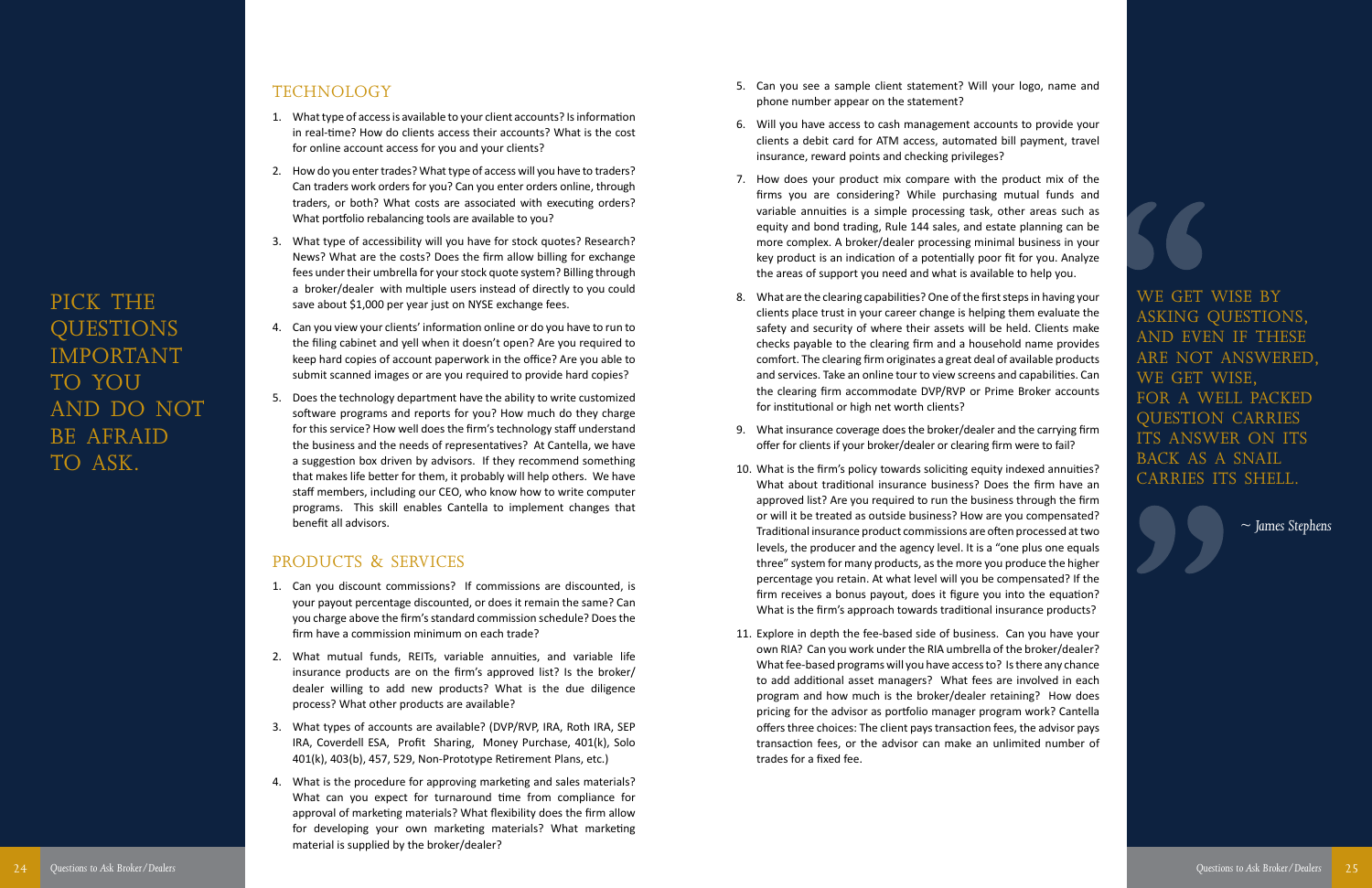PICK THE QUESTIONS IMPORTANT TO YOU AND DO NOT BE AFRAID TO ASK.

## TECHNOLOGY

1. What type of access is available to your client accounts? Is information in real-time? How do clients access their accounts? What is the cost for online account access for you and your clients?
2. How do you enter trades? What type of access will you have to traders? Can traders work orders for you? Can you enter orders online, through traders, or both? What costs are associated with executing orders? What portfolio rebalancing tools are available to you?
3. What type of accessibility will you have for stock quotes? Research? News? What are the costs? Does the firm allow billing for exchange fees under their umbrella for your stock quote system? Billing through a broker/dealer with multiple users instead of directly to you could save about $1,000 per year just on NYSE exchange fees.
4. Can you view your clients' information online or do you have to run to the filing cabinet and yell when it doesn't open? Are you required to keep hard copies of account paperwork in the office? Are you able to submit scanned images or are you required to provide hard copies?
5. Does the technology department have the ability to write customized software programs and reports for you? How much do they charge for this service? How well does the firm's technology staff understand the business and the needs of representatives? At Cantella, we have a suggestion box driven by advisors. If they recommend something that makes life better for them, it probably will help others. We have staff members, including our CEO, who know how to write computer programs. This skill enables Cantella to implement changes that benefit all advisors.

## PRODUCTS & SERVICES

1. Can you discount commissions? If commissions are discounted, is your payout percentage discounted, or does it remain the same? Can you charge above the firm's standard commission schedule? Does the firm have a commission minimum on each trade?
2. What mutual funds, REITs, variable annuities, and variable life insurance products are on the firm's approved list? Is the broker/dealer willing to add new products? What is the due diligence process? What other products are available?
3. What types of accounts are available? (DVP/RVP, IRA, Roth IRA, SEP IRA, Coverdell ESA, Profit Sharing, Money Purchase, 401(k), Solo 401(k), 403(b), 457, 529, Non-Prototype Retirement Plans, etc.)
4. What is the procedure for approving marketing and sales materials? What can you expect for turnaround time from compliance for approval of marketing materials? What flexibility does the firm allow for developing your own marketing materials? What marketing material is supplied by the broker/dealer?
5. Can you see a sample client statement? Will your logo, name and phone number appear on the statement?
6. Will you have access to cash management accounts to provide your clients a debit card for ATM access, automated bill payment, travel insurance, reward points and checking privileges?
7. How does your product mix compare with the product mix of the firms you are considering? While purchasing mutual funds and variable annuities is a simple processing task, other areas such as equity and bond trading, Rule 144 sales, and estate planning can be more complex. A broker/dealer processing minimal business in your key product is an indication of a potentially poor fit for you. Analyze the areas of support you need and what is available to help you.
8. What are the clearing capabilities? One of the first steps in having your clients place trust in your career change is helping them evaluate the safety and security of where their assets will be held. Clients make checks payable to the clearing firm and a household name provides comfort. The clearing firm originates a great deal of available products and services. Take an online tour to view screens and capabilities. Can the clearing firm accommodate DVP/RVP or Prime Broker accounts for institutional or high net worth clients?
9. What insurance coverage does the broker/dealer and the carrying firm offer for clients if your broker/dealer or clearing firm were to fail?
10. What is the firm's policy towards soliciting equity indexed annuities? What about traditional insurance business? Does the firm have an approved list? Are you required to run the business through the firm or will it be treated as outside business? How are you compensated? Traditional insurance product commissions are often processed at two levels, the producer and the agency level. It is a "one plus one equals three" system for many products, as the more you produce the higher percentage you retain. At what level will you be compensated? If the firm receives a bonus payout, does it figure you into the equation? What is the firm's approach towards traditional insurance products?
11. Explore in depth the fee-based side of business. Can you have your own RIA? Can you work under the RIA umbrella of the broker/dealer? What fee-based programs will you have access to? Is there any chance to add additional asset managers? What fees are involved in each program and how much is the broker/dealer retaining? How does pricing for the advisor as portfolio manager program work? Cantella offers three choices: The client pays transaction fees, the advisor pays transaction fees, or the advisor can make an unlimited number of trades for a fixed fee.

> WE GET WISE BY ASKING QUESTIONS, AND EVEN IF THESE ARE NOT ANSWERED, WE GET WISE, FOR A WELL PACKED QUESTION CARRIES ITS ANSWER ON ITS BACK AS A SNAIL CARRIES ITS SHELL.
>
> *~ James Stephens*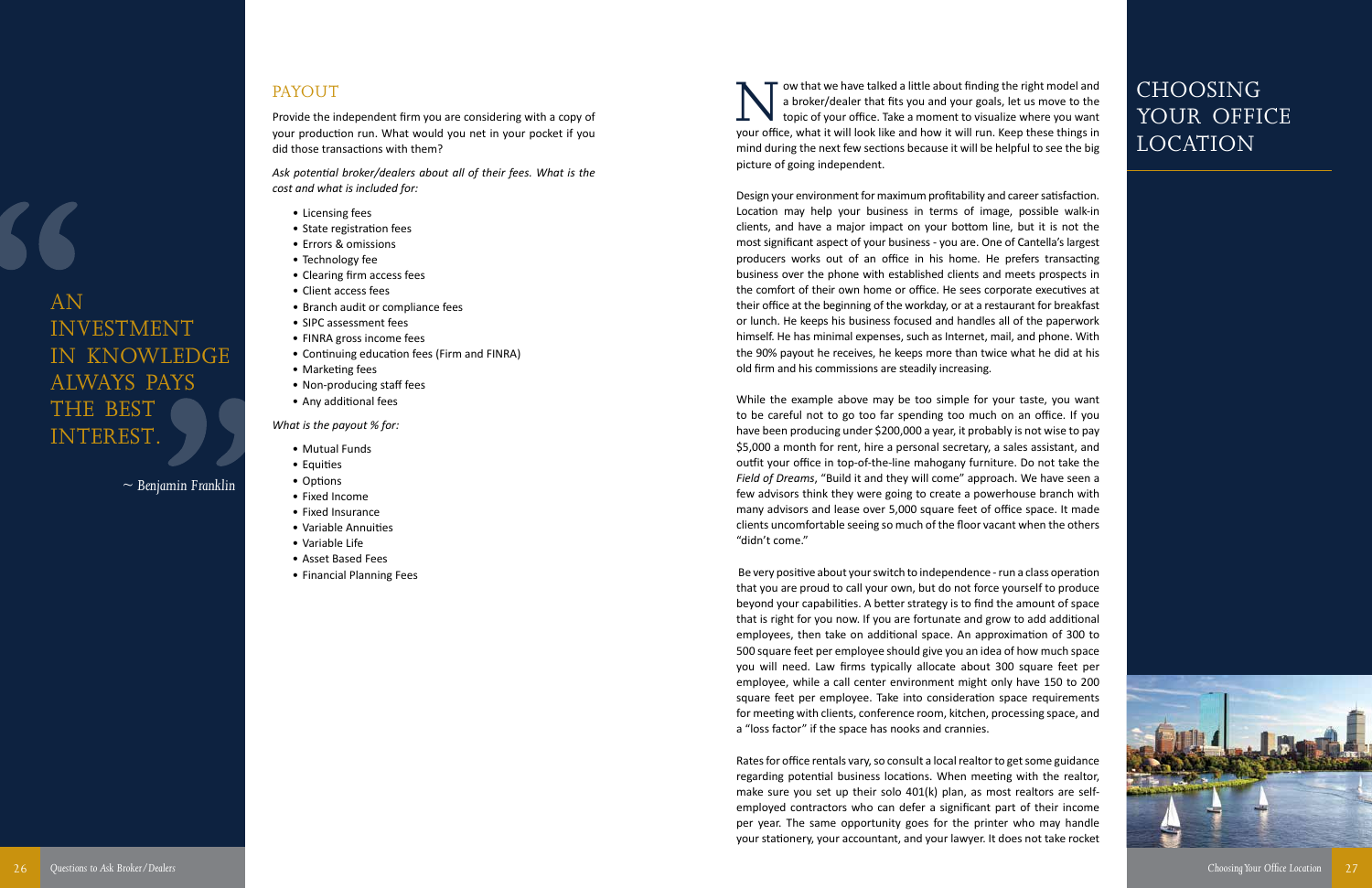> AN INVESTMENT IN KNOWLEDGE ALWAYS PAYS THE BEST INTEREST.
>
> ~ Benjamin Franklin

## PAYOUT

Provide the independent firm you are considering with a copy of your production run. What would you net in your pocket if you did those transactions with them?

*Ask potential broker/dealers about all of their fees. What is the cost and what is included for:*

- Licensing fees
- State registration fees
- Errors & omissions
- Technology fee
- Clearing firm access fees
- Client access fees
- Branch audit or compliance fees
- SIPC assessment fees
- FINRA gross income fees
- Continuing education fees (Firm and FINRA)
- Marketing fees
- Non-producing staff fees
- Any additional fees

*What is the payout % for:*

- Mutual Funds
- Equities
- Options
- Fixed Income
- Fixed Insurance
- Variable Annuities
- Variable Life
- Asset Based Fees
- Financial Planning Fees

# CHOOSING YOUR OFFICE LOCATION

Now that we have talked a little about finding the right model and a broker/dealer that fits you and your goals, let us move to the topic of your office. Take a moment to visualize where you want your office, what it will look like and how it will run. Keep these things in mind during the next few sections because it will be helpful to see the big picture of going independent.

Design your environment for maximum profitability and career satisfaction. Location may help your business in terms of image, possible walk-in clients, and have a major impact on your bottom line, but it is not the most significant aspect of your business - you are. One of Cantella's largest producers works out of an office in his home. He prefers transacting business over the phone with established clients and meets prospects in the comfort of their own home or office. He sees corporate executives at their office at the beginning of the workday, or at a restaurant for breakfast or lunch. He keeps his business focused and handles all of the paperwork himself. He has minimal expenses, such as Internet, mail, and phone. With the 90% payout he receives, he keeps more than twice what he did at his old firm and his commissions are steadily increasing.

While the example above may be too simple for your taste, you want to be careful not to go too far spending too much on an office. If you have been producing under $200,000 a year, it probably is not wise to pay $5,000 a month for rent, hire a personal secretary, a sales assistant, and outfit your office in top-of-the-line mahogany furniture. Do not take the *Field of Dreams*, "Build it and they will come" approach. We have seen a few advisors think they were going to create a powerhouse branch with many advisors and lease over 5,000 square feet of office space. It made clients uncomfortable seeing so much of the floor vacant when the others "didn't come."

Be very positive about your switch to independence - run a class operation that you are proud to call your own, but do not force yourself to produce beyond your capabilities. A better strategy is to find the amount of space that is right for you now. If you are fortunate and grow to add additional employees, then take on additional space. An approximation of 300 to 500 square feet per employee should give you an idea of how much space you will need. Law firms typically allocate about 300 square feet per employee, while a call center environment might only have 150 to 200 square feet per employee. Take into consideration space requirements for meeting with clients, conference room, kitchen, processing space, and a "loss factor" if the space has nooks and crannies.

Rates for office rentals vary, so consult a local realtor to get some guidance regarding potential business locations. When meeting with the realtor, make sure you set up their solo 401(k) plan, as most realtors are self-employed contractors who can defer a significant part of their income per year. The same opportunity goes for the printer who may handle your stationery, your accountant, and your lawyer. It does not take rocket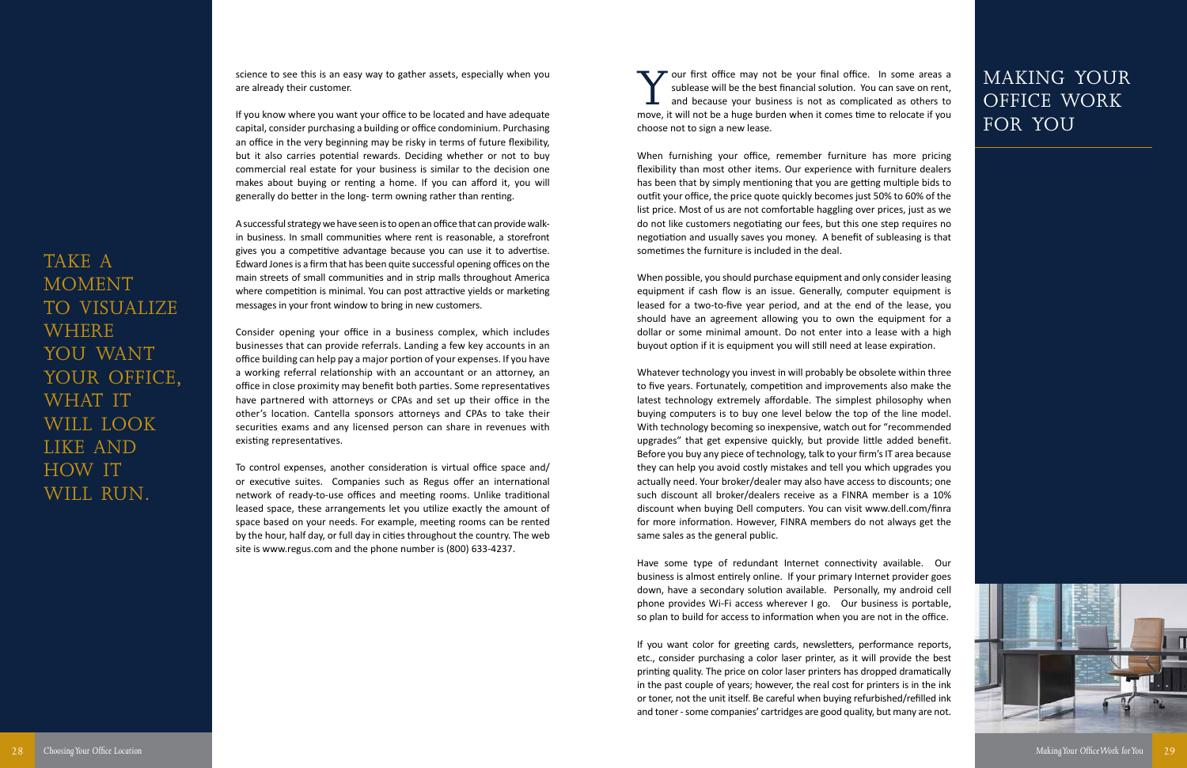science to see this is an easy way to gather assets, especially when you are already their customer.

If you know where you want your office to be located and have adequate capital, consider purchasing a building or office condominium. Purchasing an office in the very beginning may be risky in terms of future flexibility, but it also carries potential rewards. Deciding whether or not to buy commercial real estate for your business is similar to the decision one makes about buying or renting a home. If you can afford it, you will generally do better in the long- term owning rather than renting.

A successful strategy we have seen is to open an office that can provide walk-in business. In small communities where rent is reasonable, a storefront gives you a competitive advantage because you can use it to advertise. Edward Jones is a firm that has been quite successful opening offices on the main streets of small communities and in strip malls throughout America where competition is minimal. You can post attractive yields or marketing messages in your front window to bring in new customers.

Consider opening your office in a business complex, which includes businesses that can provide referrals. Landing a few key accounts in an office building can help pay a major portion of your expenses. If you have a working referral relationship with an accountant or an attorney, an office in close proximity may benefit both parties. Some representatives have partnered with attorneys or CPAs and set up their office in the other's location. Cantella sponsors attorneys and CPAs to take their securities exams and any licensed person can share in revenues with existing representatives.

To control expenses, another consideration is virtual office space and/or executive suites. Companies such as Regus offer an international network of ready-to-use offices and meeting rooms. Unlike traditional leased space, these arrangements let you utilize exactly the amount of space based on your needs. For example, meeting rooms can be rented by the hour, half day, or full day in cities throughout the country. The web site is www.regus.com and the phone number is (800) 633-4237.

**TAKE A MOMENT TO VISUALIZE WHERE YOU WANT YOUR OFFICE, WHAT IT WILL LOOK LIKE AND HOW IT WILL RUN.**

# MAKING YOUR OFFICE WORK FOR YOU

Your first office may not be your final office. In some areas a sublease will be the best financial solution. You can save on rent, and because your business is not as complicated as others to move, it will not be a huge burden when it comes time to relocate if you choose not to sign a new lease.

When furnishing your office, remember furniture has more pricing flexibility than most other items. Our experience with furniture dealers has been that by simply mentioning that you are getting multiple bids to outfit your office, the price quote quickly becomes just 50% to 60% of the list price. Most of us are not comfortable haggling over prices, just as we do not like customers negotiating our fees, but this one step requires no negotiation and usually saves you money. A benefit of subleasing is that sometimes the furniture is included in the deal.

When possible, you should purchase equipment and only consider leasing equipment if cash flow is an issue. Generally, computer equipment is leased for a two-to-five year period, and at the end of the lease, you should have an agreement allowing you to own the equipment for a dollar or some minimal amount. Do not enter into a lease with a high buyout option if it is equipment you will still need at lease expiration.

Whatever technology you invest in will probably be obsolete within three to five years. Fortunately, competition and improvements also make the latest technology extremely affordable. The simplest philosophy when buying computers is to buy one level below the top of the line model. With technology becoming so inexpensive, watch out for "recommended upgrades" that get expensive quickly, but provide little added benefit. Before you buy any piece of technology, talk to your firm's IT area because they can help you avoid costly mistakes and tell you which upgrades you actually need. Your broker/dealer may also have access to discounts; one such discount all broker/dealers receive as a FINRA member is a 10% discount when buying Dell computers. You can visit www.dell.com/finra for more information. However, FINRA members do not always get the same sales as the general public.

Have some type of redundant Internet connectivity available. Our business is almost entirely online. If your primary Internet provider goes down, have a secondary solution available. Personally, my android cell phone provides Wi-Fi access wherever I go. Our business is portable, so plan to build for access to information when you are not in the office.

If you want color for greeting cards, newsletters, performance reports, etc., consider purchasing a color laser printer, as it will provide the best printing quality. The price on color laser printers has dropped dramatically in the past couple of years; however, the real cost for printers is in the ink or toner, not the unit itself. Be careful when buying refurbished/refilled ink and toner - some companies' cartridges are good quality, but many are not.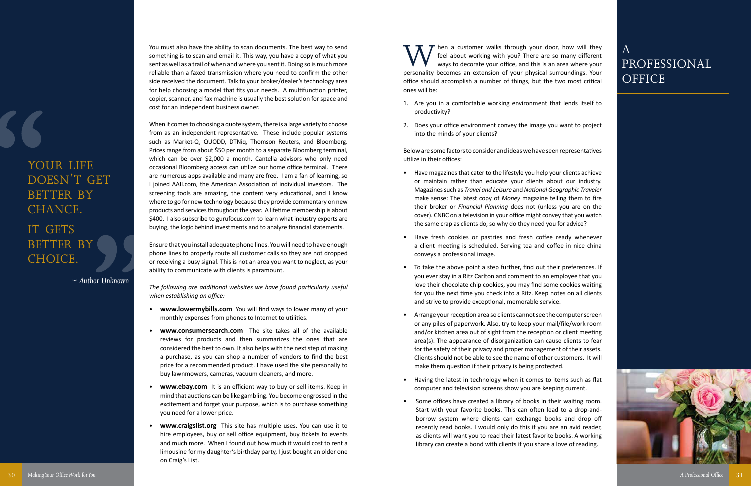You must also have the ability to scan documents. The best way to send something is to scan and email it. This way, you have a copy of what you sent as well as a trail of when and where you sent it. Doing so is much more reliable than a faxed transmission where you need to confirm the other side received the document. Talk to your broker/dealer's technology area for help choosing a model that fits your needs. A multifunction printer, copier, scanner, and fax machine is usually the best solution for space and cost for an independent business owner.

When it comes to choosing a quote system, there is a large variety to choose from as an independent representative. These include popular systems such as Market-Q, QUODD, DTNiq, Thomson Reuters, and Bloomberg. Prices range from about $50 per month to a separate Bloomberg terminal, which can be over $2,000 a month. Cantella advisors who only need occasional Bloomberg access can utilize our home office terminal. There are numerous apps available and many are free. I am a fan of learning, so I joined AAII.com, the American Association of individual investors. The screening tools are amazing, the content very educational, and I know where to go for new technology because they provide commentary on new products and services throughout the year. A lifetime membership is about $400. I also subscribe to gurufocus.com to learn what industry experts are buying, the logic behind investments and to analyze financial statements.

Ensure that you install adequate phone lines. You will need to have enough phone lines to properly route all customer calls so they are not dropped or receiving a busy signal. This is not an area you want to neglect, as your ability to communicate with clients is paramount.

*The following are additional websites we have found particularly useful when establishing an office:*

- **www.lowermybills.com** You will find ways to lower many of your monthly expenses from phones to Internet to utilities.
- **www.consumersearch.com** The site takes all of the available reviews for products and then summarizes the ones that are considered the best to own. It also helps with the next step of making a purchase, as you can shop a number of vendors to find the best price for a recommended product. I have used the site personally to buy lawnmowers, cameras, vacuum cleaners, and more.
- **www.ebay.com** It is an efficient way to buy or sell items. Keep in mind that auctions can be like gambling. You become engrossed in the excitement and forget your purpose, which is to purchase something you need for a lower price.
- **www.craigslist.org** This site has multiple uses. You can use it to hire employees, buy or sell office equipment, buy tickets to events and much more. When I found out how much it would cost to rent a limousine for my daughter's birthday party, I just bought an older one on Craig's List.

> YOUR LIFE DOESN'T GET BETTER BY CHANCE. IT GETS BETTER BY CHOICE.
>
> ~ Author Unknown

# A PROFESSIONAL OFFICE

When a customer walks through your door, how will they feel about working with you? There are so many different ways to decorate your office, and this is an area where your personality becomes an extension of your physical surroundings. Your office should accomplish a number of things, but the two most critical ones will be:

1. Are you in a comfortable working environment that lends itself to productivity?
2. Does your office environment convey the image you want to project into the minds of your clients?

Below are some factors to consider and ideas we have seen representatives utilize in their offices:

- Have magazines that cater to the lifestyle you help your clients achieve or maintain rather than educate your clients about our industry. Magazines such as *Travel and Leisure* and *National Geographic Traveler* make sense: The latest copy of *Money* magazine telling them to fire their broker or *Financial Planning* does not (unless you are on the cover). CNBC on a television in your office might convey that you watch the same crap as clients do, so why do they need you for advice?
- Have fresh cookies or pastries and fresh coffee ready whenever a client meeting is scheduled. Serving tea and coffee in nice china conveys a professional image.
- To take the above point a step further, find out their preferences. If you ever stay in a Ritz Carlton and comment to an employee that you love their chocolate chip cookies, you may find some cookies waiting for you the next time you check into a Ritz. Keep notes on all clients and strive to provide exceptional, memorable service.
- Arrange your reception area so clients cannot see the computer screen or any piles of paperwork. Also, try to keep your mail/file/work room and/or kitchen area out of sight from the reception or client meeting area(s). The appearance of disorganization can cause clients to fear for the safety of their privacy and proper management of their assets. Clients should not be able to see the name of other customers. It will make them question if their privacy is being protected.
- Having the latest in technology when it comes to items such as flat computer and television screens show you are keeping current.
- Some offices have created a library of books in their waiting room. Start with your favorite books. This can often lead to a drop-and-borrow system where clients can exchange books and drop off recently read books. I would only do this if you are an avid reader, as clients will want you to read their latest favorite books. A working library can create a bond with clients if you share a love of reading.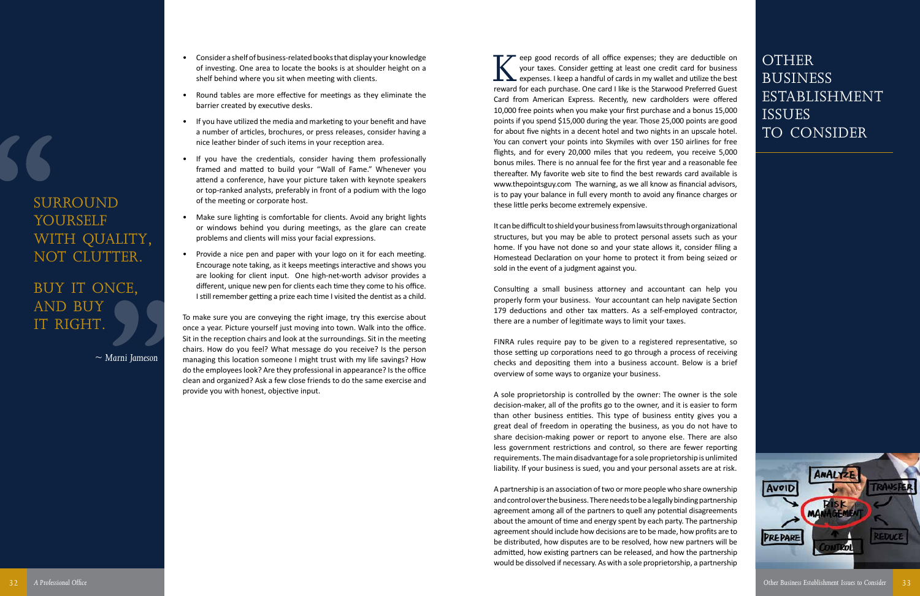> SURROUND YOURSELF WITH QUALITY, NOT CLUTTER.
>
> BUY IT ONCE, AND BUY IT RIGHT.
>
> *~ Marni Jameson*

- Consider a shelf of business-related books that display your knowledge of investing. One area to locate the books is at shoulder height on a shelf behind where you sit when meeting with clients.
- Round tables are more effective for meetings as they eliminate the barrier created by executive desks.
- If you have utilized the media and marketing to your benefit and have a number of articles, brochures, or press releases, consider having a nice leather binder of such items in your reception area.
- If you have the credentials, consider having them professionally framed and matted to build your "Wall of Fame." Whenever you attend a conference, have your picture taken with keynote speakers or top-ranked analysts, preferably in front of a podium with the logo of the meeting or corporate host.
- Make sure lighting is comfortable for clients. Avoid any bright lights or windows behind you during meetings, as the glare can create problems and clients will miss your facial expressions.
- Provide a nice pen and paper with your logo on it for each meeting. Encourage note taking, as it keeps meetings interactive and shows you are looking for client input. One high-net-worth advisor provides a different, unique new pen for clients each time they come to his office. I still remember getting a prize each time I visited the dentist as a child.

To make sure you are conveying the right image, try this exercise about once a year. Picture yourself just moving into town. Walk into the office. Sit in the reception chairs and look at the surroundings. Sit in the meeting chairs. How do you feel? What message do you receive? Is the person managing this location someone I might trust with my life savings? How do the employees look? Are they professional in appearance? Is the office clean and organized? Ask a few close friends to do the same exercise and provide you with honest, objective input.

# OTHER BUSINESS ESTABLISHMENT ISSUES TO CONSIDER

Keep good records of all office expenses; they are deductible on your taxes. Consider getting at least one credit card for business expenses. I keep a handful of cards in my wallet and utilize the best reward for each purchase. One card I like is the Starwood Preferred Guest Card from American Express. Recently, new cardholders were offered 10,000 free points when you make your first purchase and a bonus 15,000 points if you spend $15,000 during the year. Those 25,000 points are good for about five nights in a decent hotel and two nights in an upscale hotel. You can convert your points into Skymiles with over 150 airlines for free flights, and for every 20,000 miles that you redeem, you receive 5,000 bonus miles. There is no annual fee for the first year and a reasonable fee thereafter. My favorite web site to find the best rewards card available is www.thepointsguy.com The warning, as we all know as financial advisors, is to pay your balance in full every month to avoid any finance charges or these little perks become extremely expensive.

It can be difficult to shield your business from lawsuits through organizational structures, but you may be able to protect personal assets such as your home. If you have not done so and your state allows it, consider filing a Homestead Declaration on your home to protect it from being seized or sold in the event of a judgment against you.

Consulting a small business attorney and accountant can help you properly form your business. Your accountant can help navigate Section 179 deductions and other tax matters. As a self-employed contractor, there are a number of legitimate ways to limit your taxes.

FINRA rules require pay to be given to a registered representative, so those setting up corporations need to go through a process of receiving checks and depositing them into a business account. Below is a brief overview of some ways to organize your business.

A sole proprietorship is controlled by the owner: The owner is the sole decision-maker, all of the profits go to the owner, and it is easier to form than other business entities. This type of business entity gives you a great deal of freedom in operating the business, as you do not have to share decision-making power or report to anyone else. There are also less government restrictions and control, so there are fewer reporting requirements. The main disadvantage for a sole proprietorship is unlimited liability. If your business is sued, you and your personal assets are at risk.

A partnership is an association of two or more people who share ownership and control over the business. There needs to be a legally binding partnership agreement among all of the partners to quell any potential disagreements about the amount of time and energy spent by each party. The partnership agreement should include how decisions are to be made, how profits are to be distributed, how disputes are to be resolved, how new partners will be admitted, how existing partners can be released, and how the partnership would be dissolved if necessary. As with a sole proprietorship, a partnership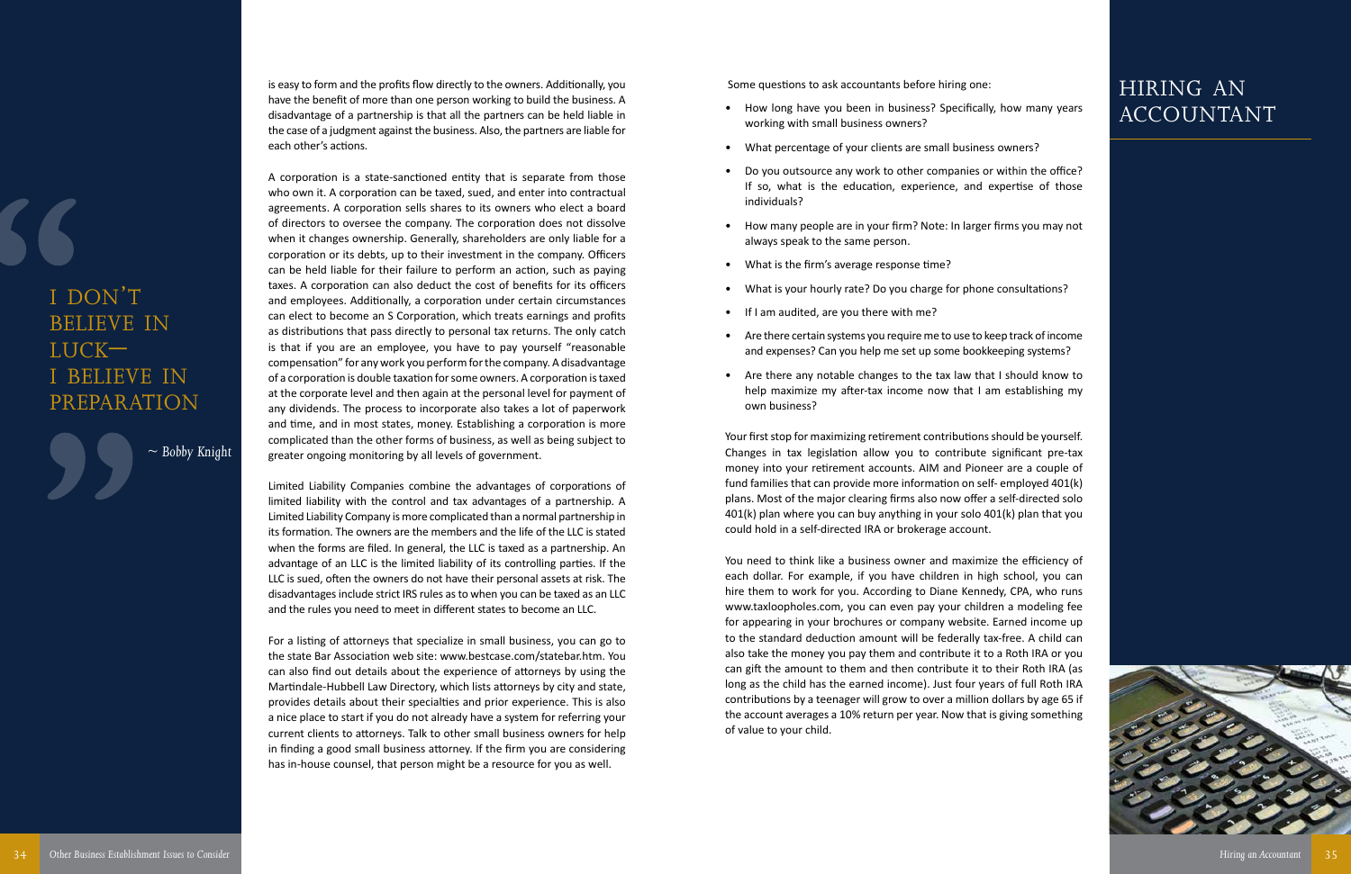> I don't believe in luck—I believe in preparation
>
> ~ Bobby Knight

is easy to form and the profits flow directly to the owners. Additionally, you have the benefit of more than one person working to build the business. A disadvantage of a partnership is that all the partners can be held liable in the case of a judgment against the business. Also, the partners are liable for each other's actions.

A corporation is a state-sanctioned entity that is separate from those who own it. A corporation can be taxed, sued, and enter into contractual agreements. A corporation sells shares to its owners who elect a board of directors to oversee the company. The corporation does not dissolve when it changes ownership. Generally, shareholders are only liable for a corporation or its debts, up to their investment in the company. Officers can be held liable for their failure to perform an action, such as paying taxes. A corporation can also deduct the cost of benefits for its officers and employees. Additionally, a corporation under certain circumstances can elect to become an S Corporation, which treats earnings and profits as distributions that pass directly to personal tax returns. The only catch is that if you are an employee, you have to pay yourself "reasonable compensation" for any work you perform for the company. A disadvantage of a corporation is double taxation for some owners. A corporation is taxed at the corporate level and then again at the personal level for payment of any dividends. The process to incorporate also takes a lot of paperwork and time, and in most states, money. Establishing a corporation is more complicated than the other forms of business, as well as being subject to greater ongoing monitoring by all levels of government.

Limited Liability Companies combine the advantages of corporations of limited liability with the control and tax advantages of a partnership. A Limited Liability Company is more complicated than a normal partnership in its formation. The owners are the members and the life of the LLC is stated when the forms are filed. In general, the LLC is taxed as a partnership. An advantage of an LLC is the limited liability of its controlling parties. If the LLC is sued, often the owners do not have their personal assets at risk. The disadvantages include strict IRS rules as to when you can be taxed as an LLC and the rules you need to meet in different states to become an LLC.

For a listing of attorneys that specialize in small business, you can go to the state Bar Association web site: www.bestcase.com/statebar.htm. You can also find out details about the experience of attorneys by using the Martindale-Hubbell Law Directory, which lists attorneys by city and state, provides details about their specialties and prior experience. This is also a nice place to start if you do not already have a system for referring your current clients to attorneys. Talk to other small business owners for help in finding a good small business attorney. If the firm you are considering has in-house counsel, that person might be a resource for you as well.

# Hiring an Accountant

Some questions to ask accountants before hiring one:

- How long have you been in business? Specifically, how many years working with small business owners?
- What percentage of your clients are small business owners?
- Do you outsource any work to other companies or within the office? If so, what is the education, experience, and expertise of those individuals?
- How many people are in your firm? Note: In larger firms you may not always speak to the same person.
- What is the firm's average response time?
- What is your hourly rate? Do you charge for phone consultations?
- If I am audited, are you there with me?
- Are there certain systems you require me to use to keep track of income and expenses? Can you help me set up some bookkeeping systems?
- Are there any notable changes to the tax law that I should know to help maximize my after-tax income now that I am establishing my own business?

Your first stop for maximizing retirement contributions should be yourself. Changes in tax legislation allow you to contribute significant pre-tax money into your retirement accounts. AIM and Pioneer are a couple of fund families that can provide more information on self- employed 401(k) plans. Most of the major clearing firms also now offer a self-directed solo 401(k) plan where you can buy anything in your solo 401(k) plan that you could hold in a self-directed IRA or brokerage account.

You need to think like a business owner and maximize the efficiency of each dollar. For example, if you have children in high school, you can hire them to work for you. According to Diane Kennedy, CPA, who runs www.taxloopholes.com, you can even pay your children a modeling fee for appearing in your brochures or company website. Earned income up to the standard deduction amount will be federally tax-free. A child can also take the money you pay them and contribute it to a Roth IRA or you can gift the amount to them and then contribute it to their Roth IRA (as long as the child has the earned income). Just four years of full Roth IRA contributions by a teenager will grow to over a million dollars by age 65 if the account averages a 10% return per year. Now that is giving something of value to your child.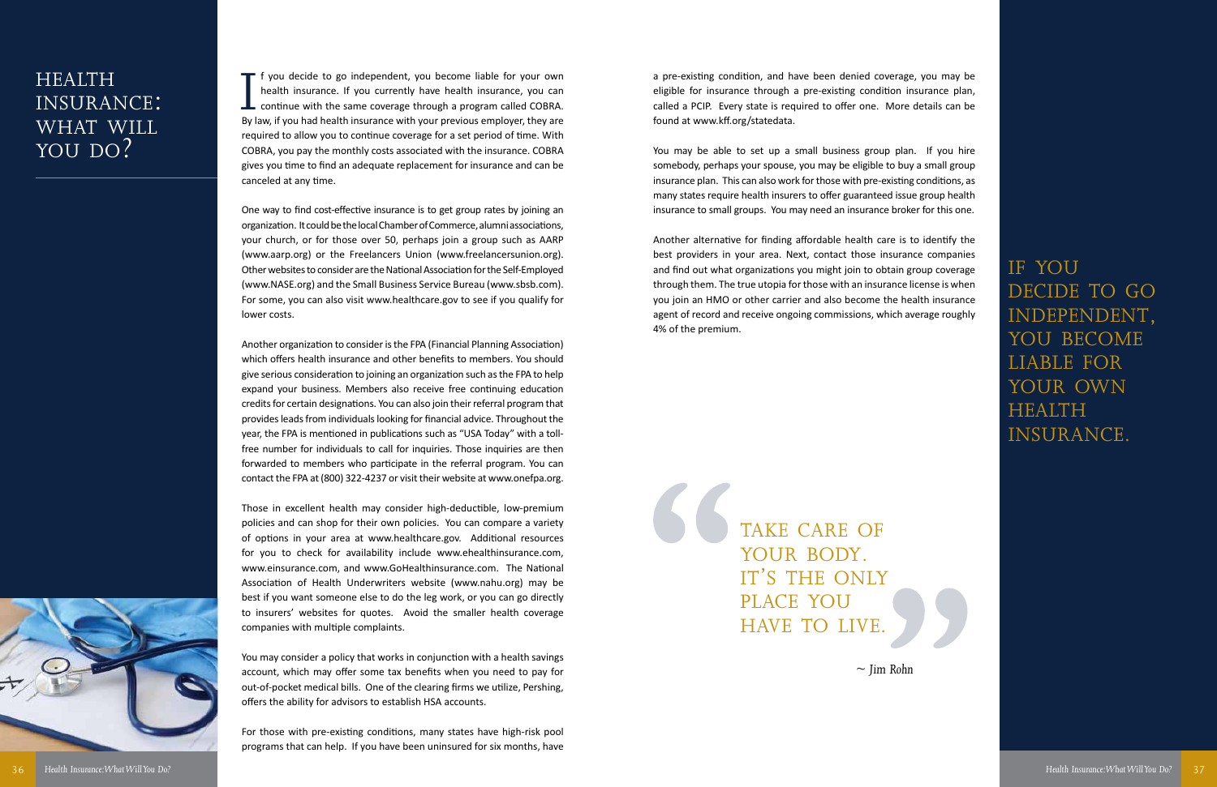# HEALTH INSURANCE: WHAT WILL YOU DO?

If you decide to go independent, you become liable for your own health insurance. If you currently have health insurance, you can continue with the same coverage through a program called COBRA. By law, if you had health insurance with your previous employer, they are required to allow you to continue coverage for a set period of time. With COBRA, you pay the monthly costs associated with the insurance. COBRA gives you time to find an adequate replacement for insurance and can be canceled at any time.

One way to find cost-effective insurance is to get group rates by joining an organization. It could be the local Chamber of Commerce, alumni associations, your church, or for those over 50, perhaps join a group such as AARP (www.aarp.org) or the Freelancers Union (www.freelancersunion.org). Other websites to consider are the National Association for the Self-Employed (www.NASE.org) and the Small Business Service Bureau (www.sbsb.com). For some, you can also visit www.healthcare.gov to see if you qualify for lower costs.

Another organization to consider is the FPA (Financial Planning Association) which offers health insurance and other benefits to members. You should give serious consideration to joining an organization such as the FPA to help expand your business. Members also receive free continuing education credits for certain designations. You can also join their referral program that provides leads from individuals looking for financial advice. Throughout the year, the FPA is mentioned in publications such as "USA Today" with a toll-free number for individuals to call for inquiries. Those inquiries are then forwarded to members who participate in the referral program. You can contact the FPA at (800) 322-4237 or visit their website at www.onefpa.org.

Those in excellent health may consider high-deductible, low-premium policies and can shop for their own policies. You can compare a variety of options in your area at www.healthcare.gov. Additional resources for you to check for availability include www.ehealthinsurance.com, www.einsurance.com, and www.GoHealthinsurance.com. The National Association of Health Underwriters website (www.nahu.org) may be best if you want someone else to do the leg work, or you can go directly to insurers' websites for quotes. Avoid the smaller health coverage companies with multiple complaints.

You may consider a policy that works in conjunction with a health savings account, which may offer some tax benefits when you need to pay for out-of-pocket medical bills. One of the clearing firms we utilize, Pershing, offers the ability for advisors to establish HSA accounts.

For those with pre-existing conditions, many states have high-risk pool programs that can help. If you have been uninsured for six months, have a pre-existing condition, and have been denied coverage, you may be eligible for insurance through a pre-existing condition insurance plan, called a PCIP. Every state is required to offer one. More details can be found at www.kff.org/statedata.

You may be able to set up a small business group plan. If you hire somebody, perhaps your spouse, you may be eligible to buy a small group insurance plan. This can also work for those with pre-existing conditions, as many states require health insurers to offer guaranteed issue group health insurance to small groups. You may need an insurance broker for this one.

Another alternative for finding affordable health care is to identify the best providers in your area. Next, contact those insurance companies and find out what organizations you might join to obtain group coverage through them. The true utopia for those with an insurance license is when you join an HMO or other carrier and also become the health insurance agent of record and receive ongoing commissions, which average roughly 4% of the premium.

> "TAKE CARE OF YOUR BODY. IT'S THE ONLY PLACE YOU HAVE TO LIVE."
>
> ~ Jim Rohn

IF YOU DECIDE TO GO INDEPENDENT, YOU BECOME LIABLE FOR YOUR OWN HEALTH INSURANCE.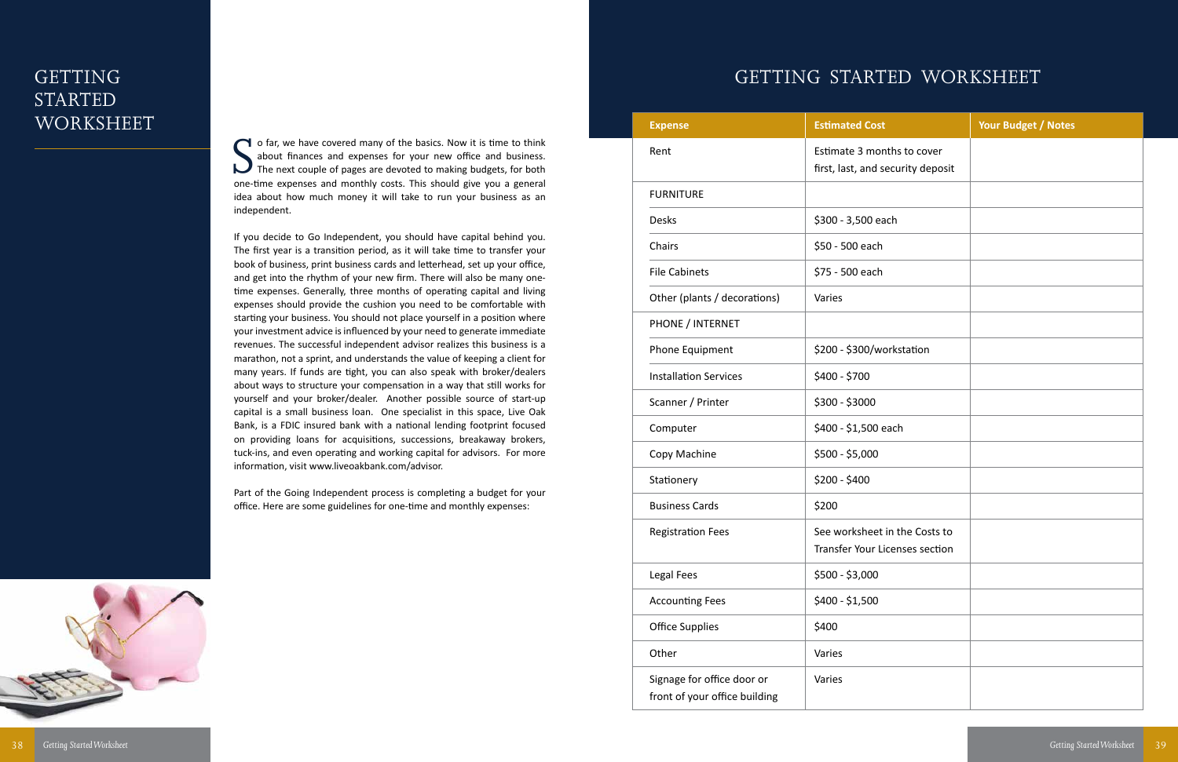# GETTING STARTED WORKSHEET

So far, we have covered many of the basics. Now it is time to think about finances and expenses for your new office and business. The next couple of pages are devoted to making budgets, for both one-time expenses and monthly costs. This should give you a general idea about how much money it will take to run your business as an independent.

If you decide to Go Independent, you should have capital behind you. The first year is a transition period, as it will take time to transfer your book of business, print business cards and letterhead, set up your office, and get into the rhythm of your new firm. There will also be many one-time expenses. Generally, three months of operating capital and living expenses should provide the cushion you need to be comfortable with starting your business. You should not place yourself in a position where your investment advice is influenced by your need to generate immediate revenues. The successful independent advisor realizes this business is a marathon, not a sprint, and understands the value of keeping a client for many years. If funds are tight, you can also speak with broker/dealers about ways to structure your compensation in a way that still works for yourself and your broker/dealer. Another possible source of start-up capital is a small business loan. One specialist in this space, Live Oak Bank, is a FDIC insured bank with a national lending footprint focused on providing loans for acquisitions, successions, breakaway brokers, tuck-ins, and even operating and working capital for advisors. For more information, visit www.liveoakbank.com/advisor.

Part of the Going Independent process is completing a budget for your office. Here are some guidelines for one-time and monthly expenses:

# GETTING STARTED WORKSHEET

| Expense | Estimated Cost | Your Budget / Notes |
|---|---|---|
| Rent | Estimate 3 months to cover first, last, and security deposit | |
| FURNITURE | | |
| Desks | $300 - 3,500 each | |
| Chairs | $50 - 500 each | |
| File Cabinets | $75 - 500 each | |
| Other (plants / decorations) | Varies | |
| PHONE / INTERNET | | |
| Phone Equipment | $200 - $300/workstation | |
| Installation Services | $400 - $700 | |
| Scanner / Printer | $300 - $3000 | |
| Computer | $400 - $1,500 each | |
| Copy Machine | $500 - $5,000 | |
| Stationery | $200 - $400 | |
| Business Cards | $200 | |
| Registration Fees | See worksheet in the Costs to Transfer Your Licenses section | |
| Legal Fees | $500 - $3,000 | |
| Accounting Fees | $400 - $1,500 | |
| Office Supplies | $400 | |
| Other | Varies | |
| Signage for office door or front of your office building | Varies | |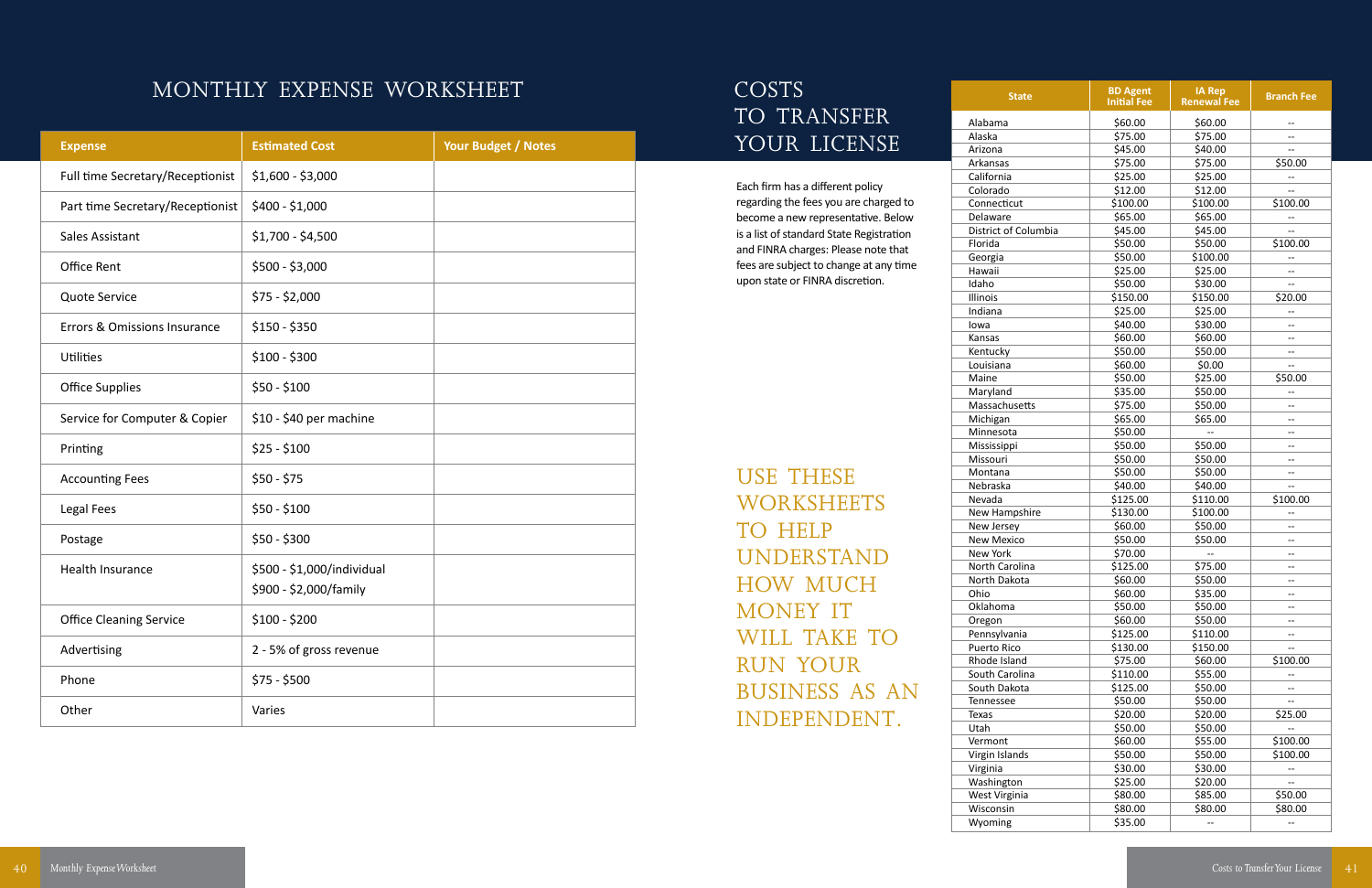# MONTHLY EXPENSE WORKSHEET

| Expense | Estimated Cost | Your Budget / Notes |
|---|---|---|
| Full time Secretary/Receptionist | $1,600 - $3,000 | |
| Part time Secretary/Receptionist | $400 - $1,000 | |
| Sales Assistant | $1,700 - $4,500 | |
| Office Rent | $500 - $3,000 | |
| Quote Service | $75 - $2,000 | |
| Errors & Omissions Insurance | $150 - $350 | |
| Utilities | $100 - $300 | |
| Office Supplies | $50 - $100 | |
| Service for Computer & Copier | $10 - $40 per machine | |
| Printing | $25 - $100 | |
| Accounting Fees | $50 - $75 | |
| Legal Fees | $50 - $100 | |
| Postage | $50 - $300 | |
| Health Insurance | $500 - $1,000/individual<br>$900 - $2,000/family | |
| Office Cleaning Service | $100 - $200 | |
| Advertising | 2 - 5% of gross revenue | |
| Phone | $75 - $500 | |
| Other | Varies | |

# COSTS TO TRANSFER YOUR LICENSE

Each firm has a different policy regarding the fees you are charged to become a new representative. Below is a list of standard State Registration and FINRA charges: Please note that fees are subject to change at any time upon state or FINRA discretion.

## USE THESE WORKSHEETS TO HELP UNDERSTAND HOW MUCH MONEY IT WILL TAKE TO RUN YOUR BUSINESS AS AN INDEPENDENT.

| State | BD Agent Initial Fee | IA Rep Renewal Fee | Branch Fee |
|---|---|---|---|
| Alabama | $60.00 | $60.00 | -- |
| Alaska | $75.00 | $75.00 | -- |
| Arizona | $45.00 | $40.00 | -- |
| Arkansas | $75.00 | $75.00 | $50.00 |
| California | $25.00 | $25.00 | -- |
| Colorado | $12.00 | $12.00 | -- |
| Connecticut | $100.00 | $100.00 | $100.00 |
| Delaware | $65.00 | $65.00 | -- |
| District of Columbia | $45.00 | $45.00 | -- |
| Florida | $50.00 | $50.00 | $100.00 |
| Georgia | $50.00 | $100.00 | -- |
| Hawaii | $25.00 | $25.00 | -- |
| Idaho | $50.00 | $30.00 | -- |
| Illinois | $150.00 | $150.00 | $20.00 |
| Indiana | $25.00 | $25.00 | -- |
| Iowa | $40.00 | $30.00 | -- |
| Kansas | $60.00 | $60.00 | -- |
| Kentucky | $50.00 | $50.00 | -- |
| Louisiana | $60.00 | $0.00 | -- |
| Maine | $50.00 | $25.00 | $50.00 |
| Maryland | $35.00 | $50.00 | -- |
| Massachusetts | $75.00 | $50.00 | -- |
| Michigan | $65.00 | $65.00 | -- |
| Minnesota | $50.00 | -- | -- |
| Mississippi | $50.00 | $50.00 | -- |
| Missouri | $50.00 | $50.00 | -- |
| Montana | $50.00 | $50.00 | -- |
| Nebraska | $40.00 | $40.00 | -- |
| Nevada | $125.00 | $110.00 | $100.00 |
| New Hampshire | $130.00 | $100.00 | -- |
| New Jersey | $60.00 | $50.00 | -- |
| New Mexico | $50.00 | $50.00 | -- |
| New York | $70.00 | -- | -- |
| North Carolina | $125.00 | $75.00 | -- |
| North Dakota | $60.00 | $50.00 | -- |
| Ohio | $60.00 | $35.00 | -- |
| Oklahoma | $50.00 | $50.00 | -- |
| Oregon | $60.00 | $50.00 | -- |
| Pennsylvania | $125.00 | $110.00 | -- |
| Puerto Rico | $130.00 | $150.00 | -- |
| Rhode Island | $75.00 | $60.00 | $100.00 |
| South Carolina | $110.00 | $55.00 | -- |
| South Dakota | $125.00 | $50.00 | -- |
| Tennessee | $50.00 | $50.00 | -- |
| Texas | $20.00 | $20.00 | $25.00 |
| Utah | $50.00 | $50.00 | -- |
| Vermont | $60.00 | $55.00 | $100.00 |
| Virgin Islands | $50.00 | $50.00 | $100.00 |
| Virginia | $30.00 | $30.00 | -- |
| Washington | $25.00 | $20.00 | -- |
| West Virginia | $80.00 | $85.00 | $50.00 |
| Wisconsin | $80.00 | $80.00 | $80.00 |
| Wyoming | $35.00 | -- | -- |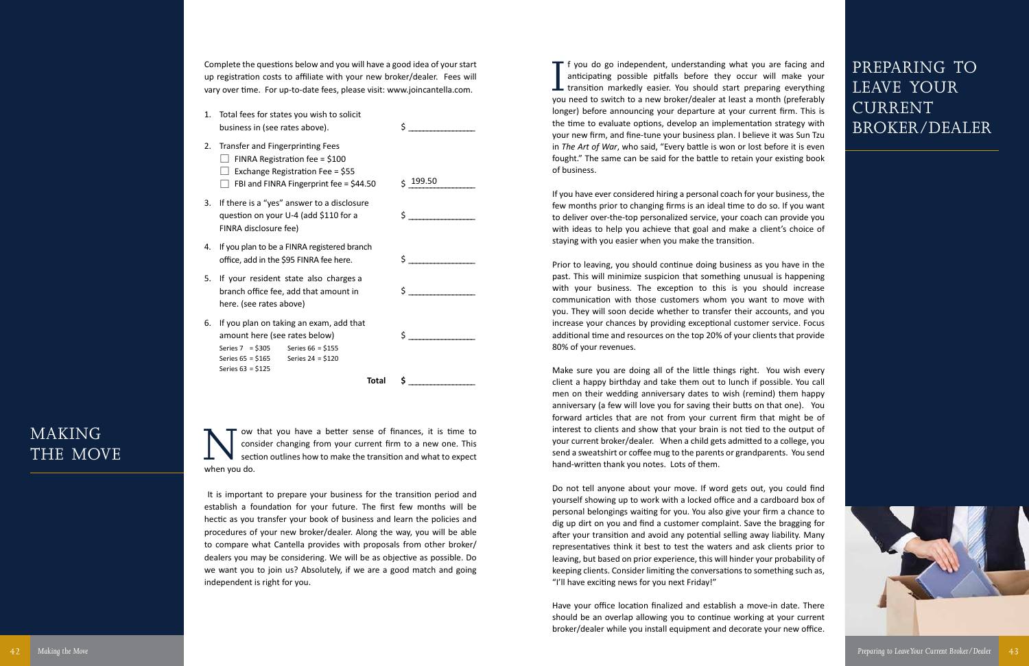Complete the questions below and you will have a good idea of your start up registration costs to affiliate with your new broker/dealer. Fees will vary over time. For up-to-date fees, please visit: www.joincantella.com.

1. Total fees for states you wish to solicit business in (see rates above). $ ______________
2. Transfer and Fingerprinting Fees
   - ☐ FINRA Registration fee = $100
   - ☐ Exchange Registration Fee = $55
   - ☐ FBI and FINRA Fingerprint fee = $44.50 $ 199.50
3. If there is a "yes" answer to a disclosure question on your U-4 (add $110 for a FINRA disclosure fee) $ ______________
4. If you plan to be a FINRA registered branch office, add in the $95 FINRA fee here. $ ______________
5. If your resident state also charges a branch office fee, add that amount in here. (see rates above) $ ______________
6. If you plan on taking an exam, add that amount here (see rates below) $ ______________
   - Series 7 = $305
   - Series 66 = $155
   - Series 65 = $165
   - Series 24 = $120
   - Series 63 = $125

**Total $ ______________**

# MAKING THE MOVE

Now that you have a better sense of finances, it is time to consider changing from your current firm to a new one. This section outlines how to make the transition and what to expect when you do.

It is important to prepare your business for the transition period and establish a foundation for your future. The first few months will be hectic as you transfer your book of business and learn the policies and procedures of your new broker/dealer. Along the way, you will be able to compare what Cantella provides with proposals from other broker/dealers you may be considering. We will be as objective as possible. Do we want you to join us? Absolutely, if we are a good match and going independent is right for you.

# PREPARING TO LEAVE YOUR CURRENT BROKER/DEALER

If you do go independent, understanding what you are facing and anticipating possible pitfalls before they occur will make your transition markedly easier. You should start preparing everything you need to switch to a new broker/dealer at least a month (preferably longer) before announcing your departure at your current firm. This is the time to evaluate options, develop an implementation strategy with your new firm, and fine-tune your business plan. I believe it was Sun Tzu in *The Art of War*, who said, "Every battle is won or lost before it is even fought." The same can be said for the battle to retain your existing book of business.

If you have ever considered hiring a personal coach for your business, the few months prior to changing firms is an ideal time to do so. If you want to deliver over-the-top personalized service, your coach can provide you with ideas to help you achieve that goal and make a client's choice of staying with you easier when you make the transition.

Prior to leaving, you should continue doing business as you have in the past. This will minimize suspicion that something unusual is happening with your business. The exception to this is you should increase communication with those customers whom you want to move with you. They will soon decide whether to transfer their accounts, and you increase your chances by providing exceptional customer service. Focus additional time and resources on the top 20% of your clients that provide 80% of your revenues.

Make sure you are doing all of the little things right. You wish every client a happy birthday and take them out to lunch if possible. You call men on their wedding anniversary dates to wish (remind) them happy anniversary (a few will love you for saving their butts on that one). You forward articles that are not from your current firm that might be of interest to clients and show that your brain is not tied to the output of your current broker/dealer. When a child gets admitted to a college, you send a sweatshirt or coffee mug to the parents or grandparents. You send hand-written thank you notes. Lots of them.

Do not tell anyone about your move. If word gets out, you could find yourself showing up to work with a locked office and a cardboard box of personal belongings waiting for you. You also give your firm a chance to dig up dirt on you and find a customer complaint. Save the bragging for after your transition and avoid any potential selling away liability. Many representatives think it best to test the waters and ask clients prior to leaving, but based on prior experience, this will hinder your probability of keeping clients. Consider limiting the conversations to something such as, "I'll have exciting news for you next Friday!"

Have your office location finalized and establish a move-in date. There should be an overlap allowing you to continue working at your current broker/dealer while you install equipment and decorate your new office.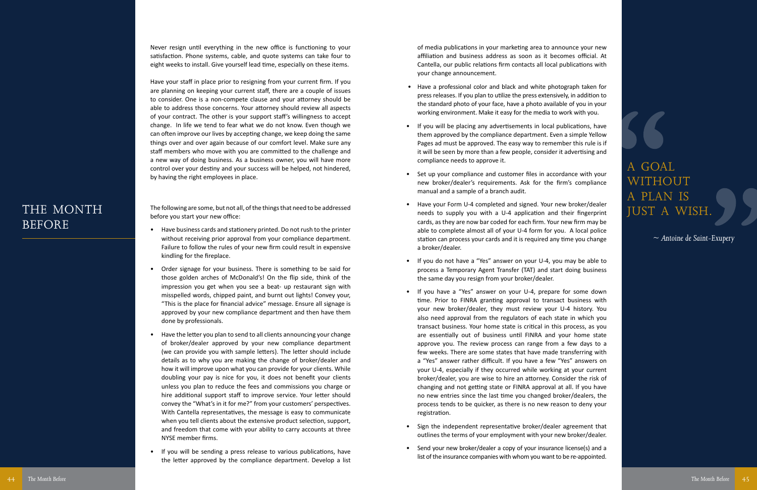# THE MONTH BEFORE

Never resign until everything in the new office is functioning to your satisfaction. Phone systems, cable, and quote systems can take four to eight weeks to install. Give yourself lead time, especially on these items.

Have your staff in place prior to resigning from your current firm. If you are planning on keeping your current staff, there are a couple of issues to consider. One is a non-compete clause and your attorney should be able to address those concerns. Your attorney should review all aspects of your contract. The other is your support staff's willingness to accept change. In life we tend to fear what we do not know. Even though we can often improve our lives by accepting change, we keep doing the same things over and over again because of our comfort level. Make sure any staff members who move with you are committed to the challenge and a new way of doing business. As a business owner, you will have more control over your destiny and your success will be helped, not hindered, by having the right employees in place.

The following are some, but not all, of the things that need to be addressed before you start your new office:

- Have business cards and stationery printed. Do not rush to the printer without receiving prior approval from your compliance department. Failure to follow the rules of your new firm could result in expensive kindling for the fireplace.
- Order signage for your business. There is something to be said for those golden arches of McDonald's! On the flip side, think of the impression you get when you see a beat- up restaurant sign with misspelled words, chipped paint, and burnt out lights! Convey your, "This is the place for financial advice" message. Ensure all signage is approved by your new compliance department and then have them done by professionals.
- Have the letter you plan to send to all clients announcing your change of broker/dealer approved by your new compliance department (we can provide you with sample letters). The letter should include details as to why you are making the change of broker/dealer and how it will improve upon what you can provide for your clients. While doubling your pay is nice for you, it does not benefit your clients unless you plan to reduce the fees and commissions you charge or hire additional support staff to improve service. Your letter should convey the "What's in it for me?" from your customers' perspectives. With Cantella representatives, the message is easy to communicate when you tell clients about the extensive product selection, support, and freedom that come with your ability to carry accounts at three NYSE member firms.
- If you will be sending a press release to various publications, have the letter approved by the compliance department. Develop a list of media publications in your marketing area to announce your new affiliation and business address as soon as it becomes official. At Cantella, our public relations firm contacts all local publications with your change announcement.
- Have a professional color and black and white photograph taken for press releases. If you plan to utilize the press extensively, in addition to the standard photo of your face, have a photo available of you in your working environment. Make it easy for the media to work with you.
- If you will be placing any advertisements in local publications, have them approved by the compliance department. Even a simple Yellow Pages ad must be approved. The easy way to remember this rule is if it will be seen by more than a few people, consider it advertising and compliance needs to approve it.
- Set up your compliance and customer files in accordance with your new broker/dealer's requirements. Ask for the firm's compliance manual and a sample of a branch audit.
- Have your Form U-4 completed and signed. Your new broker/dealer needs to supply you with a U-4 application and their fingerprint cards, as they are now bar coded for each firm. Your new firm may be able to complete almost all of your U-4 form for you. A local police station can process your cards and it is required any time you change a broker/dealer.
- If you do not have a "Yes" answer on your U-4, you may be able to process a Temporary Agent Transfer (TAT) and start doing business the same day you resign from your broker/dealer.
- If you have a "Yes" answer on your U-4, prepare for some down time. Prior to FINRA granting approval to transact business with your new broker/dealer, they must review your U-4 history. You also need approval from the regulators of each state in which you transact business. Your home state is critical in this process, as you are essentially out of business until FINRA and your home state approve you. The review process can range from a few days to a few weeks. There are some states that have made transferring with a "Yes" answer rather difficult. If you have a few "Yes" answers on your U-4, especially if they occurred while working at your current broker/dealer, you are wise to hire an attorney. Consider the risk of changing and not getting state or FINRA approval at all. If you have no new entries since the last time you changed broker/dealers, the process tends to be quicker, as there is no new reason to deny your registration.
- Sign the independent representative broker/dealer agreement that outlines the terms of your employment with your new broker/dealer.
- Send your new broker/dealer a copy of your insurance license(s) and a list of the insurance companies with whom you want to be re-appointed.

> "A GOAL WITHOUT A PLAN IS JUST A WISH."
>
> *~ Antoine de Saint-Exupery*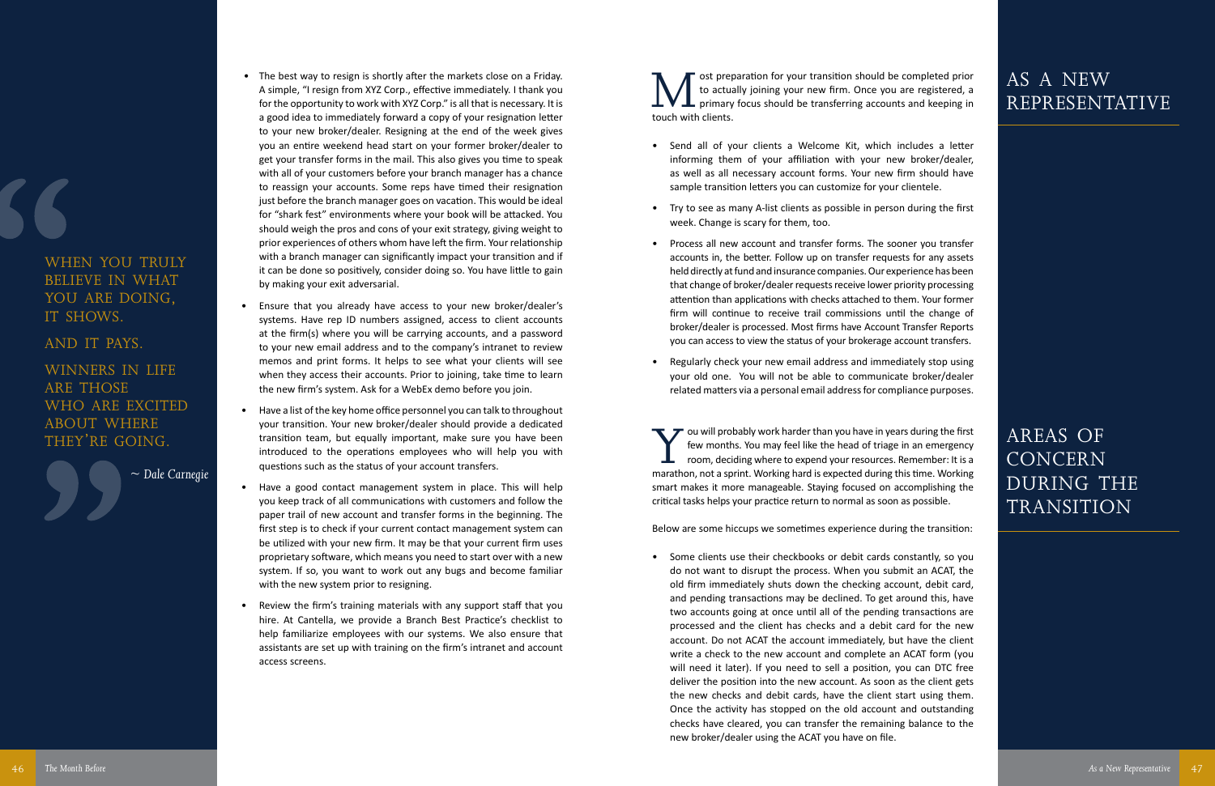> WHEN YOU TRULY BELIEVE IN WHAT YOU ARE DOING, IT SHOWS.
>
> AND IT PAYS.
>
> WINNERS IN LIFE ARE THOSE WHO ARE EXCITED ABOUT WHERE THEY'RE GOING.
>
> ~ *Dale Carnegie*

- The best way to resign is shortly after the markets close on a Friday. A simple, "I resign from XYZ Corp., effective immediately. I thank you for the opportunity to work with XYZ Corp." is all that is necessary. It is a good idea to immediately forward a copy of your resignation letter to your new broker/dealer. Resigning at the end of the week gives you an entire weekend head start on your former broker/dealer to get your transfer forms in the mail. This also gives you time to speak with all of your customers before your branch manager has a chance to reassign your accounts. Some reps have timed their resignation just before the branch manager goes on vacation. This would be ideal for "shark fest" environments where your book will be attacked. You should weigh the pros and cons of your exit strategy, giving weight to prior experiences of others whom have left the firm. Your relationship with a branch manager can significantly impact your transition and if it can be done so positively, consider doing so. You have little to gain by making your exit adversarial.
- Ensure that you already have access to your new broker/dealer's systems. Have rep ID numbers assigned, access to client accounts at the firm(s) where you will be carrying accounts, and a password to your new email address and to the company's intranet to review memos and print forms. It helps to see what your clients will see when they access their accounts. Prior to joining, take time to learn the new firm's system. Ask for a WebEx demo before you join.
- Have a list of the key home office personnel you can talk to throughout your transition. Your new broker/dealer should provide a dedicated transition team, but equally important, make sure you have been introduced to the operations employees who will help you with questions such as the status of your account transfers.
- Have a good contact management system in place. This will help you keep track of all communications with customers and follow the paper trail of new account and transfer forms in the beginning. The first step is to check if your current contact management system can be utilized with your new firm. It may be that your current firm uses proprietary software, which means you need to start over with a new system. If so, you want to work out any bugs and become familiar with the new system prior to resigning.
- Review the firm's training materials with any support staff that you hire. At Cantella, we provide a Branch Best Practice's checklist to help familiarize employees with our systems. We also ensure that assistants are set up with training on the firm's intranet and account access screens.

## AS A NEW REPRESENTATIVE

Most preparation for your transition should be completed prior to actually joining your new firm. Once you are registered, a primary focus should be transferring accounts and keeping in touch with clients.

- Send all of your clients a Welcome Kit, which includes a letter informing them of your affiliation with your new broker/dealer, as well as all necessary account forms. Your new firm should have sample transition letters you can customize for your clientele.
- Try to see as many A-list clients as possible in person during the first week. Change is scary for them, too.
- Process all new account and transfer forms. The sooner you transfer accounts in, the better. Follow up on transfer requests for any assets held directly at fund and insurance companies. Our experience has been that change of broker/dealer requests receive lower priority processing attention than applications with checks attached to them. Your former firm will continue to receive trail commissions until the change of broker/dealer is processed. Most firms have Account Transfer Reports you can access to view the status of your brokerage account transfers.
- Regularly check your new email address and immediately stop using your old one. You will not be able to communicate broker/dealer related matters via a personal email address for compliance purposes.

## AREAS OF CONCERN DURING THE TRANSITION

You will probably work harder than you have in years during the first few months. You may feel like the head of triage in an emergency room, deciding where to expend your resources. Remember: It is a marathon, not a sprint. Working hard is expected during this time. Working smart makes it more manageable. Staying focused on accomplishing the critical tasks helps your practice return to normal as soon as possible.

Below are some hiccups we sometimes experience during the transition:

- Some clients use their checkbooks or debit cards constantly, so you do not want to disrupt the process. When you submit an ACAT, the old firm immediately shuts down the checking account, debit card, and pending transactions may be declined. To get around this, have two accounts going at once until all of the pending transactions are processed and the client has checks and a debit card for the new account. Do not ACAT the account immediately, but have the client write a check to the new account and complete an ACAT form (you will need it later). If you need to sell a position, you can DTC free deliver the position into the new account. As soon as the client gets the new checks and debit cards, have the client start using them. Once the activity has stopped on the old account and outstanding checks have cleared, you can transfer the remaining balance to the new broker/dealer using the ACAT you have on file.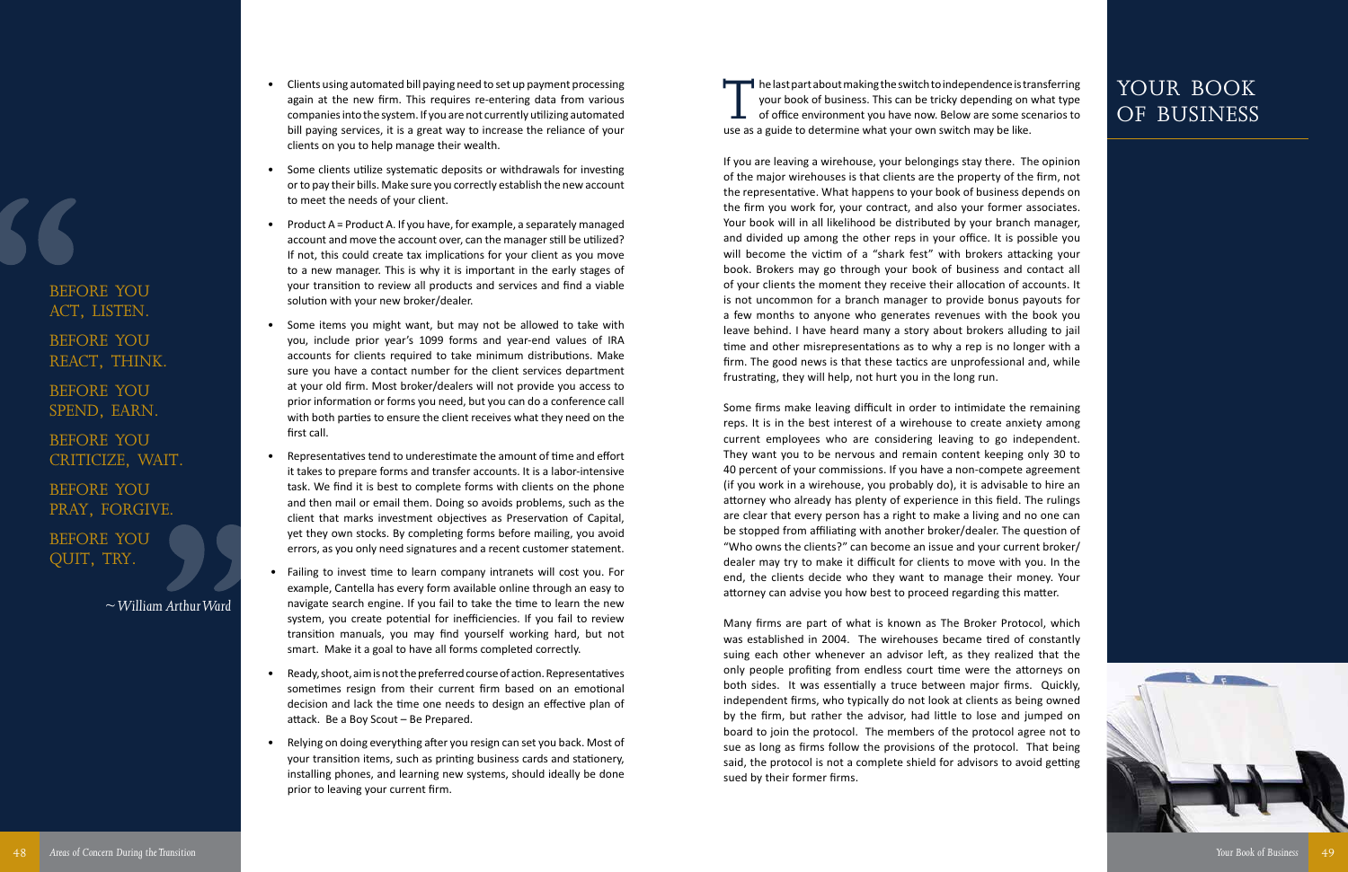> BEFORE YOU ACT, LISTEN.
>
> BEFORE YOU REACT, THINK.
>
> BEFORE YOU SPEND, EARN.
>
> BEFORE YOU CRITICIZE, WAIT.
>
> BEFORE YOU PRAY, FORGIVE.
>
> BEFORE YOU QUIT, TRY.
>
> *~ William Arthur Ward*

- Clients using automated bill paying need to set up payment processing again at the new firm. This requires re-entering data from various companies into the system. If you are not currently utilizing automated bill paying services, it is a great way to increase the reliance of your clients on you to help manage their wealth.
- Some clients utilize systematic deposits or withdrawals for investing or to pay their bills. Make sure you correctly establish the new account to meet the needs of your client.
- Product A = Product A. If you have, for example, a separately managed account and move the account over, can the manager still be utilized? If not, this could create tax implications for your client as you move to a new manager. This is why it is important in the early stages of your transition to review all products and services and find a viable solution with your new broker/dealer.
- Some items you might want, but may not be allowed to take with you, include prior year's 1099 forms and year-end values of IRA accounts for clients required to take minimum distributions. Make sure you have a contact number for the client services department at your old firm. Most broker/dealers will not provide you access to prior information or forms you need, but you can do a conference call with both parties to ensure the client receives what they need on the first call.
- Representatives tend to underestimate the amount of time and effort it takes to prepare forms and transfer accounts. It is a labor-intensive task. We find it is best to complete forms with clients on the phone and then mail or email them. Doing so avoids problems, such as the client that marks investment objectives as Preservation of Capital, yet they own stocks. By completing forms before mailing, you avoid errors, as you only need signatures and a recent customer statement.
- Failing to invest time to learn company intranets will cost you. For example, Cantella has every form available online through an easy to navigate search engine. If you fail to take the time to learn the new system, you create potential for inefficiencies. If you fail to review transition manuals, you may find yourself working hard, but not smart. Make it a goal to have all forms completed correctly.
- Ready, shoot, aim is not the preferred course of action. Representatives sometimes resign from their current firm based on an emotional decision and lack the time one needs to design an effective plan of attack. Be a Boy Scout – Be Prepared.
- Relying on doing everything after you resign can set you back. Most of your transition items, such as printing business cards and stationery, installing phones, and learning new systems, should ideally be done prior to leaving your current firm.

# YOUR BOOK OF BUSINESS

The last part about making the switch to independence is transferring your book of business. This can be tricky depending on what type of office environment you have now. Below are some scenarios to use as a guide to determine what your own switch may be like.

If you are leaving a wirehouse, your belongings stay there. The opinion of the major wirehouses is that clients are the property of the firm, not the representative. What happens to your book of business depends on the firm you work for, your contract, and also your former associates. Your book will in all likelihood be distributed by your branch manager, and divided up among the other reps in your office. It is possible you will become the victim of a "shark fest" with brokers attacking your book. Brokers may go through your book of business and contact all of your clients the moment they receive their allocation of accounts. It is not uncommon for a branch manager to provide bonus payouts for a few months to anyone who generates revenues with the book you leave behind. I have heard many a story about brokers alluding to jail time and other misrepresentations as to why a rep is no longer with a firm. The good news is that these tactics are unprofessional and, while frustrating, they will help, not hurt you in the long run.

Some firms make leaving difficult in order to intimidate the remaining reps. It is in the best interest of a wirehouse to create anxiety among current employees who are considering leaving to go independent. They want you to be nervous and remain content keeping only 30 to 40 percent of your commissions. If you have a non-compete agreement (if you work in a wirehouse, you probably do), it is advisable to hire an attorney who already has plenty of experience in this field. The rulings are clear that every person has a right to make a living and no one can be stopped from affiliating with another broker/dealer. The question of "Who owns the clients?" can become an issue and your current broker/dealer may try to make it difficult for clients to move with you. In the end, the clients decide who they want to manage their money. Your attorney can advise you how best to proceed regarding this matter.

Many firms are part of what is known as The Broker Protocol, which was established in 2004. The wirehouses became tired of constantly suing each other whenever an advisor left, as they realized that the only people profiting from endless court time were the attorneys on both sides. It was essentially a truce between major firms. Quickly, independent firms, who typically do not look at clients as being owned by the firm, but rather the advisor, had little to lose and jumped on board to join the protocol. The members of the protocol agree not to sue as long as firms follow the provisions of the protocol. That being said, the protocol is not a complete shield for advisors to avoid getting sued by their former firms.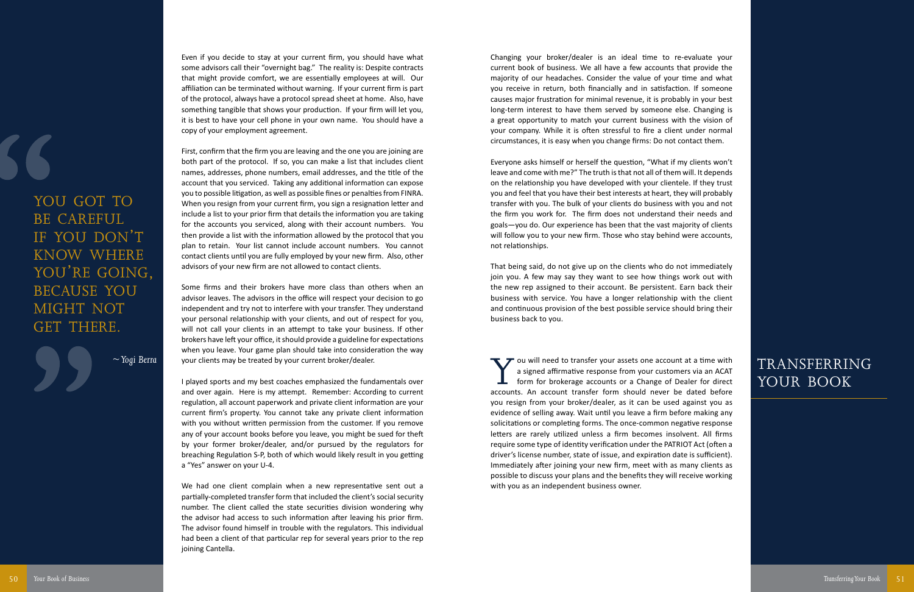> YOU GOT TO BE CAREFUL IF YOU DON'T KNOW WHERE YOU'RE GOING, BECAUSE YOU MIGHT NOT GET THERE.
>
> *~ Yogi Berra*

Even if you decide to stay at your current firm, you should have what some advisors call their "overnight bag." The reality is: Despite contracts that might provide comfort, we are essentially employees at will. Our affiliation can be terminated without warning. If your current firm is part of the protocol, always have a protocol spread sheet at home. Also, have something tangible that shows your production. If your firm will let you, it is best to have your cell phone in your own name. You should have a copy of your employment agreement.

First, confirm that the firm you are leaving and the one you are joining are both part of the protocol. If so, you can make a list that includes client names, addresses, phone numbers, email addresses, and the title of the account that you serviced. Taking any additional information can expose you to possible litigation, as well as possible fines or penalties from FINRA. When you resign from your current firm, you sign a resignation letter and include a list to your prior firm that details the information you are taking for the accounts you serviced, along with their account numbers. You then provide a list with the information allowed by the protocol that you plan to retain. Your list cannot include account numbers. You cannot contact clients until you are fully employed by your new firm. Also, other advisors of your new firm are not allowed to contact clients.

Some firms and their brokers have more class than others when an advisor leaves. The advisors in the office will respect your decision to go independent and try not to interfere with your transfer. They understand your personal relationship with your clients, and out of respect for you, will not call your clients in an attempt to take your business. If other brokers have left your office, it should provide a guideline for expectations when you leave. Your game plan should take into consideration the way your clients may be treated by your current broker/dealer.

I played sports and my best coaches emphasized the fundamentals over and over again. Here is my attempt. Remember: According to current regulation, all account paperwork and private client information are your current firm's property. You cannot take any private client information with you without written permission from the customer. If you remove any of your account books before you leave, you might be sued for theft by your former broker/dealer, and/or pursued by the regulators for breaching Regulation S-P, both of which would likely result in you getting a "Yes" answer on your U-4.

We had one client complain when a new representative sent out a partially-completed transfer form that included the client's social security number. The client called the state securities division wondering why the advisor had access to such information after leaving his prior firm. The advisor found himself in trouble with the regulators. This individual had been a client of that particular rep for several years prior to the rep joining Cantella.

Changing your broker/dealer is an ideal time to re-evaluate your current book of business. We all have a few accounts that provide the majority of our headaches. Consider the value of your time and what you receive in return, both financially and in satisfaction. If someone causes major frustration for minimal revenue, it is probably in your best long-term interest to have them served by someone else. Changing is a great opportunity to match your current business with the vision of your company. While it is often stressful to fire a client under normal circumstances, it is easy when you change firms: Do not contact them.

Everyone asks himself or herself the question, "What if my clients won't leave and come with me?" The truth is that not all of them will. It depends on the relationship you have developed with your clientele. If they trust you and feel that you have their best interests at heart, they will probably transfer with you. The bulk of your clients do business with you and not the firm you work for. The firm does not understand their needs and goals—you do. Our experience has been that the vast majority of clients will follow you to your new firm. Those who stay behind were accounts, not relationships.

That being said, do not give up on the clients who do not immediately join you. A few may say they want to see how things work out with the new rep assigned to their account. Be persistent. Earn back their business with service. You have a longer relationship with the client and continuous provision of the best possible service should bring their business back to you.

## TRANSFERRING YOUR BOOK

You will need to transfer your assets one account at a time with a signed affirmative response from your customers via an ACAT form for brokerage accounts or a Change of Dealer for direct accounts. An account transfer form should never be dated before you resign from your broker/dealer, as it can be used against you as evidence of selling away. Wait until you leave a firm before making any solicitations or completing forms. The once-common negative response letters are rarely utilized unless a firm becomes insolvent. All firms require some type of identity verification under the PATRIOT Act (often a driver's license number, state of issue, and expiration date is sufficient). Immediately after joining your new firm, meet with as many clients as possible to discuss your plans and the benefits they will receive working with you as an independent business owner.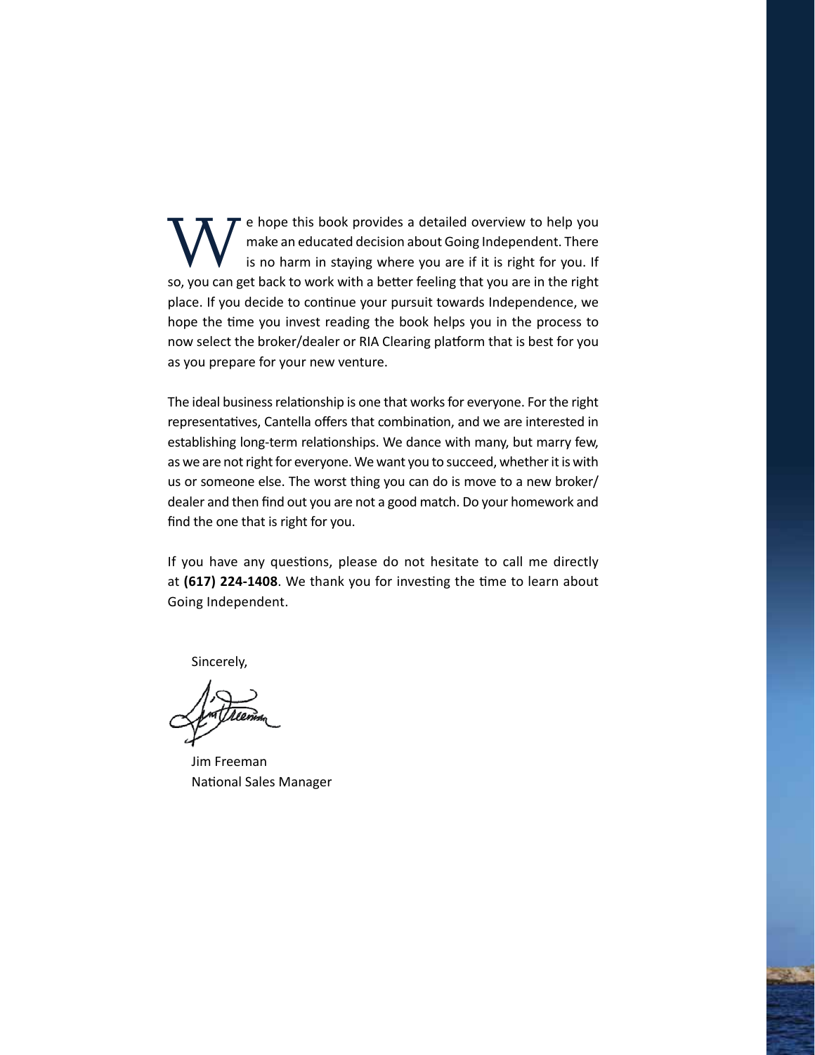We hope this book provides a detailed overview to help you make an educated decision about Going Independent. There is no harm in staying where you are if it is right for you. If so, you can get back to work with a better feeling that you are in the right place. If you decide to continue your pursuit towards Independence, we hope the time you invest reading the book helps you in the process to now select the broker/dealer or RIA Clearing platform that is best for you as you prepare for your new venture.

The ideal business relationship is one that works for everyone. For the right representatives, Cantella offers that combination, and we are interested in establishing long-term relationships. We dance with many, but marry few, as we are not right for everyone. We want you to succeed, whether it is with us or someone else. The worst thing you can do is move to a new broker/dealer and then find out you are not a good match. Do your homework and find the one that is right for you.

If you have any questions, please do not hesitate to call me directly at **(617) 224-1408**. We thank you for investing the time to learn about Going Independent.

Sincerely,

Jim Freeman
National Sales Manager